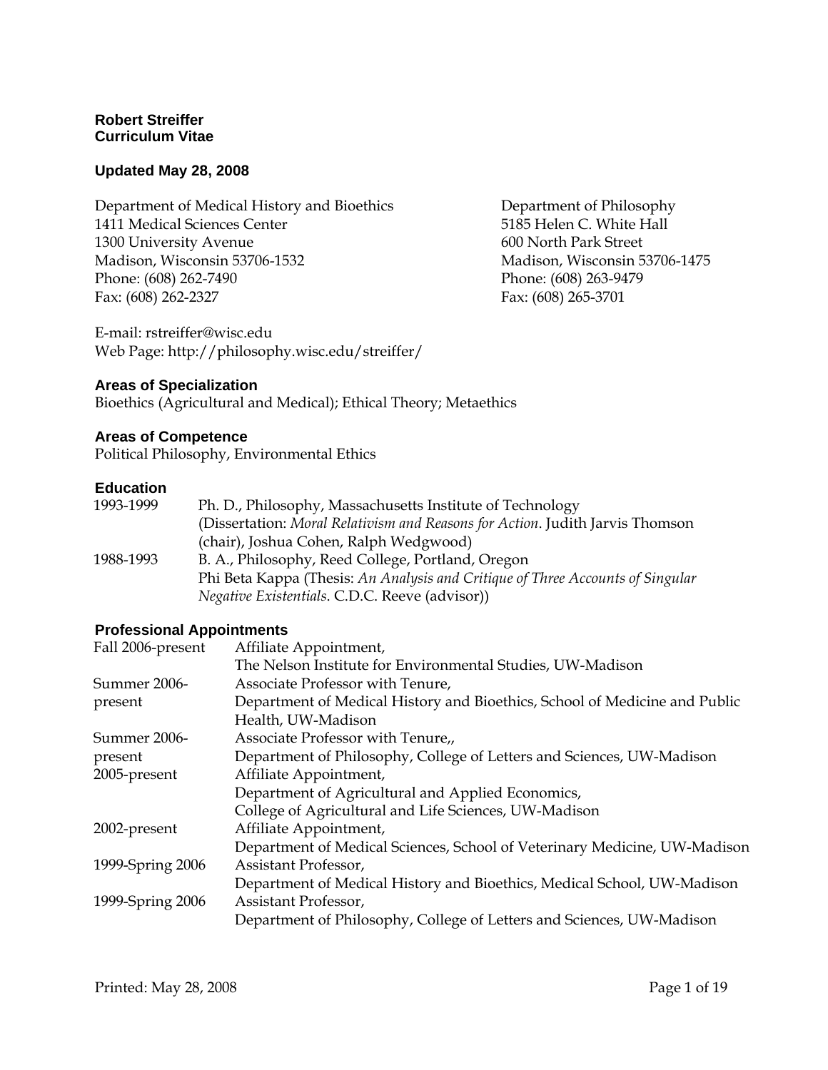# Robert Streiffer
## Curriculum Vitae

**Updated May 28, 2008**

Department of Medical History and Bioethics
1411 Medical Sciences Center
1300 University Avenue
Madison, Wisconsin 53706-1532
Phone: (608) 262-7490
Fax: (608) 262-2327

Department of Philosophy
5185 Helen C. White Hall
600 North Park Street
Madison, Wisconsin 53706-1475
Phone: (608) 263-9479
Fax: (608) 265-3701

E-mail: rstreiffer@wisc.edu
Web Page: http://philosophy.wisc.edu/streiffer/

### Areas of Specialization

Bioethics (Agricultural and Medical); Ethical Theory; Metaethics

### Areas of Competence

Political Philosophy, Environmental Ethics

### Education

| | |
|---|---|
| 1993-1999 | Ph. D., Philosophy, Massachusetts Institute of Technology (Dissertation: *Moral Relativism and Reasons for Action*. Judith Jarvis Thomson (chair), Joshua Cohen, Ralph Wedgwood) |
| 1988-1993 | B. A., Philosophy, Reed College, Portland, Oregon Phi Beta Kappa (Thesis: *An Analysis and Critique of Three Accounts of Singular Negative Existentials*. C.D.C. Reeve (advisor)) |

### Professional Appointments

| | |
|---|---|
| Fall 2006-present | Affiliate Appointment, The Nelson Institute for Environmental Studies, UW-Madison |
| Summer 2006-present | Associate Professor with Tenure, Department of Medical History and Bioethics, School of Medicine and Public Health, UW-Madison |
| Summer 2006-present | Associate Professor with Tenure,, Department of Philosophy, College of Letters and Sciences, UW-Madison |
| 2005-present | Affiliate Appointment, Department of Agricultural and Applied Economics, College of Agricultural and Life Sciences, UW-Madison |
| 2002-present | Affiliate Appointment, Department of Medical Sciences, School of Veterinary Medicine, UW-Madison |
| 1999-Spring 2006 | Assistant Professor, Department of Medical History and Bioethics, Medical School, UW-Madison |
| 1999-Spring 2006 | Assistant Professor, Department of Philosophy, College of Letters and Sciences, UW-Madison |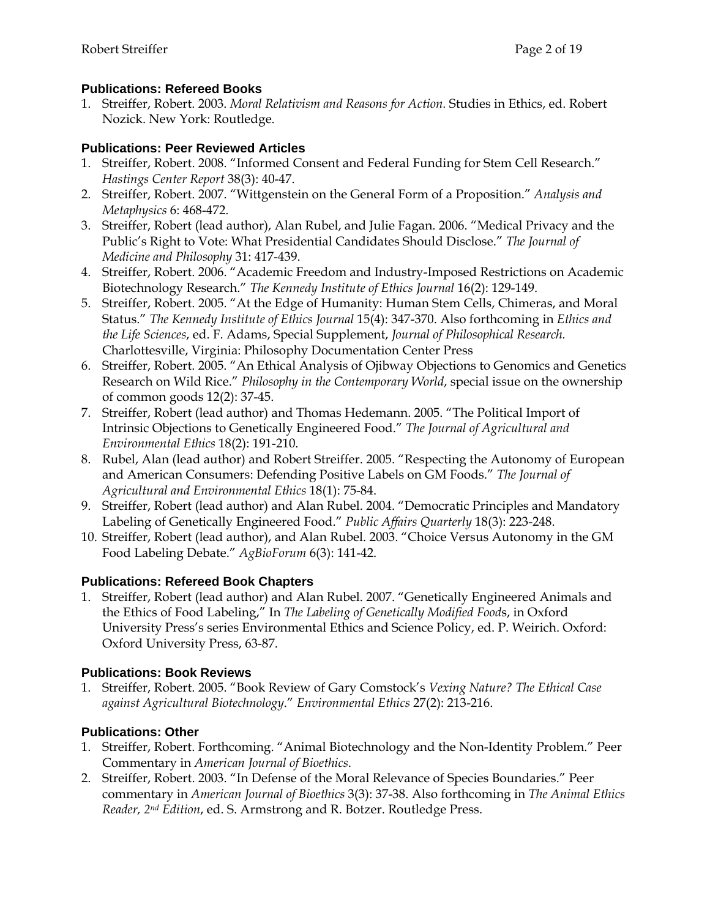## Publications: Refereed Books

1. Streiffer, Robert. 2003. *Moral Relativism and Reasons for Action.* Studies in Ethics, ed. Robert Nozick. New York: Routledge.

## Publications: Peer Reviewed Articles

1. Streiffer, Robert. 2008. "Informed Consent and Federal Funding for Stem Cell Research." *Hastings Center Report* 38(3): 40-47.
2. Streiffer, Robert. 2007. "Wittgenstein on the General Form of a Proposition." *Analysis and Metaphysics* 6: 468-472.
3. Streiffer, Robert (lead author), Alan Rubel, and Julie Fagan. 2006. "Medical Privacy and the Public's Right to Vote: What Presidential Candidates Should Disclose." *The Journal of Medicine and Philosophy* 31: 417-439.
4. Streiffer, Robert. 2006. "Academic Freedom and Industry-Imposed Restrictions on Academic Biotechnology Research." *The Kennedy Institute of Ethics Journal* 16(2): 129-149.
5. Streiffer, Robert. 2005. "At the Edge of Humanity: Human Stem Cells, Chimeras, and Moral Status." *The Kennedy Institute of Ethics Journal* 15(4): 347-370. Also forthcoming in *Ethics and the Life Sciences*, ed. F. Adams, Special Supplement, *Journal of Philosophical Research.* Charlottesville, Virginia: Philosophy Documentation Center Press
6. Streiffer, Robert. 2005. "An Ethical Analysis of Ojibway Objections to Genomics and Genetics Research on Wild Rice." *Philosophy in the Contemporary World*, special issue on the ownership of common goods 12(2): 37-45.
7. Streiffer, Robert (lead author) and Thomas Hedemann. 2005. "The Political Import of Intrinsic Objections to Genetically Engineered Food." *The Journal of Agricultural and Environmental Ethics* 18(2): 191-210.
8. Rubel, Alan (lead author) and Robert Streiffer. 2005. "Respecting the Autonomy of European and American Consumers: Defending Positive Labels on GM Foods." *The Journal of Agricultural and Environmental Ethics* 18(1): 75-84.
9. Streiffer, Robert (lead author) and Alan Rubel. 2004. "Democratic Principles and Mandatory Labeling of Genetically Engineered Food." *Public Affairs Quarterly* 18(3): 223-248.
10. Streiffer, Robert (lead author), and Alan Rubel. 2003. "Choice Versus Autonomy in the GM Food Labeling Debate." *AgBioForum* 6(3): 141-42.

## Publications: Refereed Book Chapters

1. Streiffer, Robert (lead author) and Alan Rubel. 2007. "Genetically Engineered Animals and the Ethics of Food Labeling," In *The Labeling of Genetically Modified Foods*, in Oxford University Press's series Environmental Ethics and Science Policy, ed. P. Weirich. Oxford: Oxford University Press, 63-87.

## Publications: Book Reviews

1. Streiffer, Robert. 2005. "Book Review of Gary Comstock's *Vexing Nature? The Ethical Case against Agricultural Biotechnology*." *Environmental Ethics* 27(2): 213-216.

## Publications: Other

1. Streiffer, Robert. Forthcoming. "Animal Biotechnology and the Non-Identity Problem." Peer Commentary in *American Journal of Bioethics*.
2. Streiffer, Robert. 2003. "In Defense of the Moral Relevance of Species Boundaries." Peer commentary in *American Journal of Bioethics* 3(3): 37-38. Also forthcoming in *The Animal Ethics Reader, 2nd Edition*, ed. S. Armstrong and R. Botzer. Routledge Press.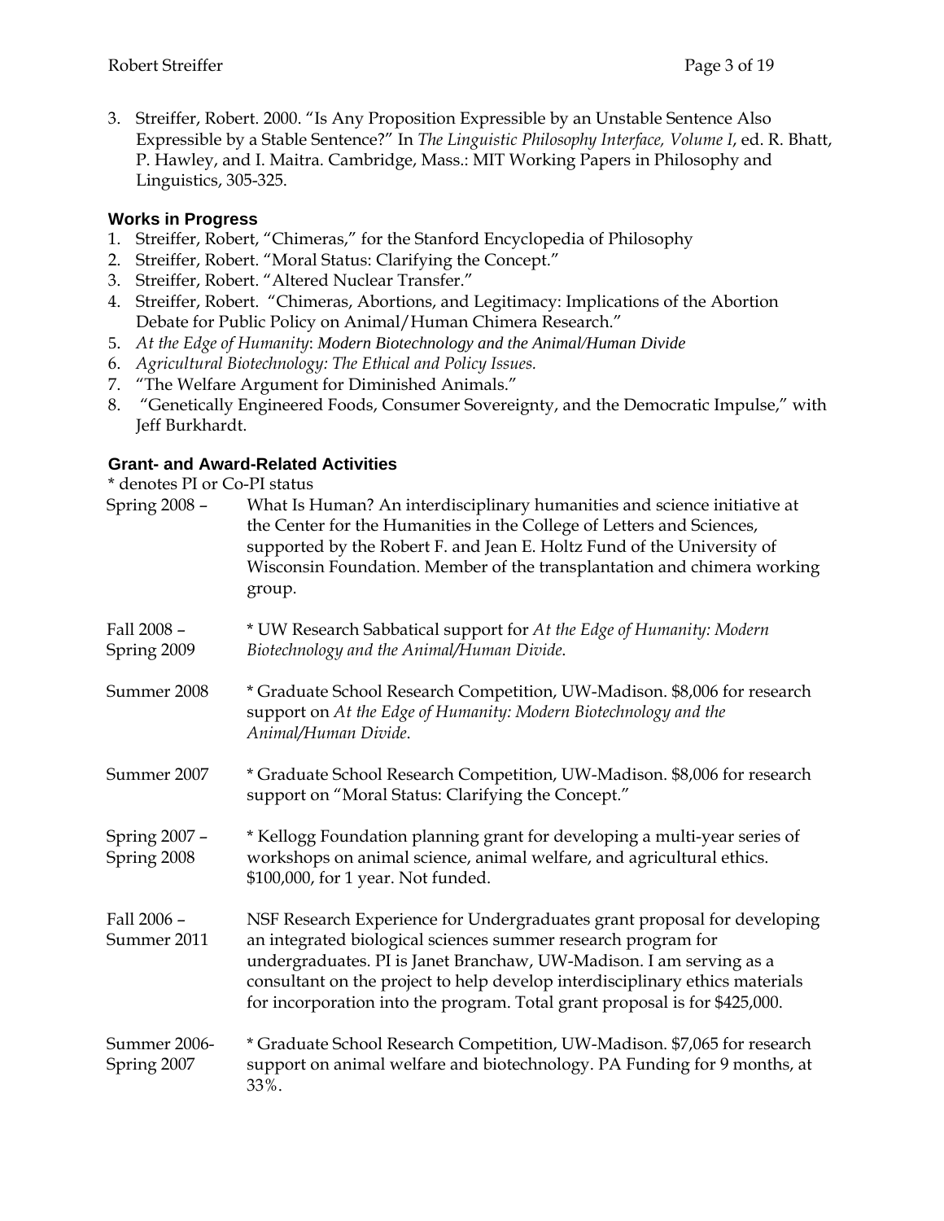3. Streiffer, Robert. 2000. "Is Any Proposition Expressible by an Unstable Sentence Also Expressible by a Stable Sentence?" In *The Linguistic Philosophy Interface, Volume I*, ed. R. Bhatt, P. Hawley, and I. Maitra. Cambridge, Mass.: MIT Working Papers in Philosophy and Linguistics, 305-325.

### Works in Progress

1. Streiffer, Robert, "Chimeras," for the Stanford Encyclopedia of Philosophy
2. Streiffer, Robert. "Moral Status: Clarifying the Concept."
3. Streiffer, Robert. "Altered Nuclear Transfer."
4. Streiffer, Robert. "Chimeras, Abortions, and Legitimacy: Implications of the Abortion Debate for Public Policy on Animal/Human Chimera Research."
5. *At the Edge of Humanity: Modern Biotechnology and the Animal/Human Divide*
6. *Agricultural Biotechnology: The Ethical and Policy Issues.*
7. "The Welfare Argument for Diminished Animals."
8. "Genetically Engineered Foods, Consumer Sovereignty, and the Democratic Impulse," with Jeff Burkhardt.

### Grant- and Award-Related Activities

* denotes PI or Co-PI status

| | |
|---|---|
| Spring 2008 – | What Is Human? An interdisciplinary humanities and science initiative at the Center for the Humanities in the College of Letters and Sciences, supported by the Robert F. and Jean E. Holtz Fund of the University of Wisconsin Foundation. Member of the transplantation and chimera working group. |
| Fall 2008 – Spring 2009 | * UW Research Sabbatical support for *At the Edge of Humanity: Modern Biotechnology and the Animal/Human Divide*. |
| Summer 2008 | * Graduate School Research Competition, UW-Madison. $8,006 for research support on *At the Edge of Humanity: Modern Biotechnology and the Animal/Human Divide*. |
| Summer 2007 | * Graduate School Research Competition, UW-Madison. $8,006 for research support on "Moral Status: Clarifying the Concept." |
| Spring 2007 – Spring 2008 | * Kellogg Foundation planning grant for developing a multi-year series of workshops on animal science, animal welfare, and agricultural ethics. $100,000, for 1 year. Not funded. |
| Fall 2006 – Summer 2011 | NSF Research Experience for Undergraduates grant proposal for developing an integrated biological sciences summer research program for undergraduates. PI is Janet Branchaw, UW-Madison. I am serving as a consultant on the project to help develop interdisciplinary ethics materials for incorporation into the program. Total grant proposal is for $425,000. |
| Summer 2006- Spring 2007 | * Graduate School Research Competition, UW-Madison. $7,065 for research support on animal welfare and biotechnology. PA Funding for 9 months, at 33%. |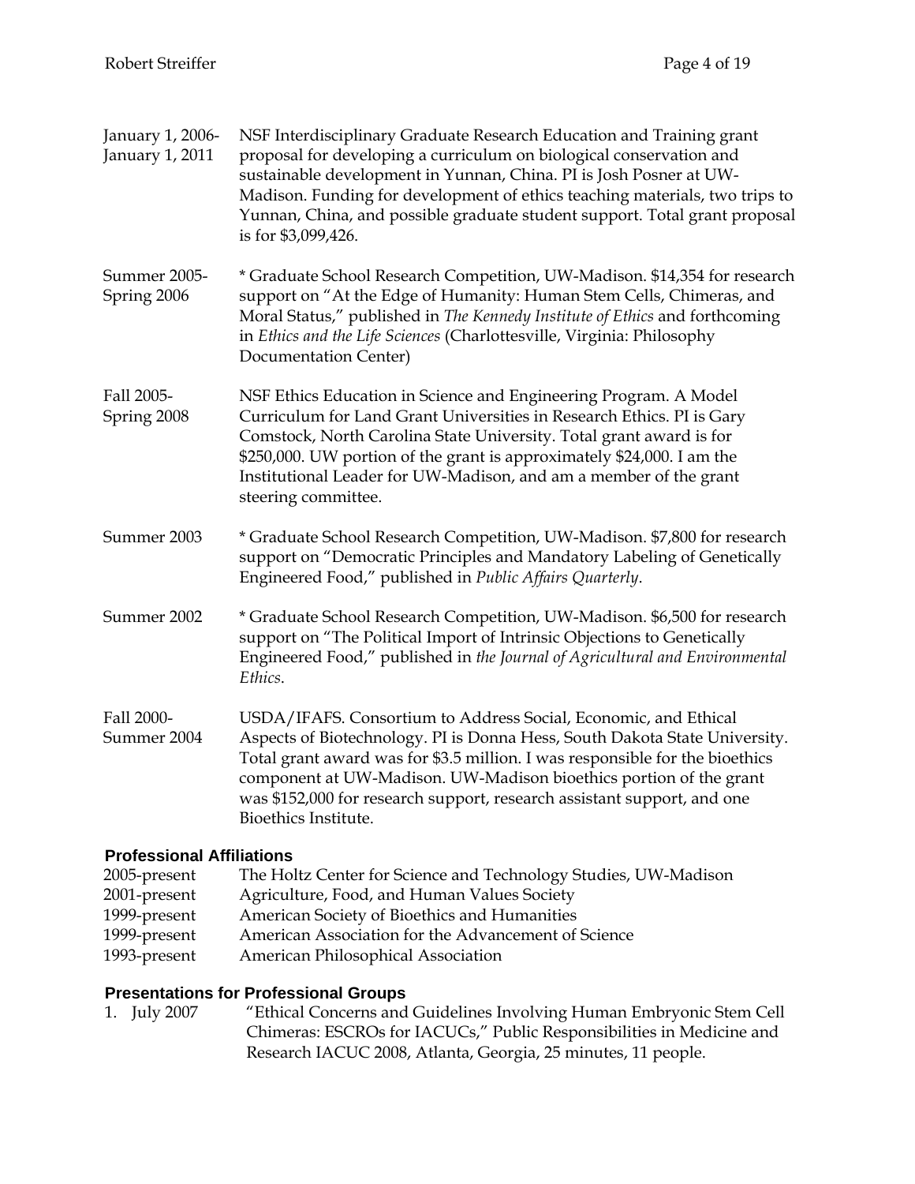| | |
|---|---|
| January 1, 2006-<br>January 1, 2011 | NSF Interdisciplinary Graduate Research Education and Training grant proposal for developing a curriculum on biological conservation and sustainable development in Yunnan, China. PI is Josh Posner at UW-Madison. Funding for development of ethics teaching materials, two trips to Yunnan, China, and possible graduate student support. Total grant proposal is for $3,099,426. |
| Summer 2005-<br>Spring 2006 | * Graduate School Research Competition, UW-Madison. $14,354 for research support on "At the Edge of Humanity: Human Stem Cells, Chimeras, and Moral Status," published in *The Kennedy Institute of Ethics* and forthcoming in *Ethics and the Life Sciences* (Charlottesville, Virginia: Philosophy Documentation Center) |
| Fall 2005-<br>Spring 2008 | NSF Ethics Education in Science and Engineering Program. A Model Curriculum for Land Grant Universities in Research Ethics. PI is Gary Comstock, North Carolina State University. Total grant award is for $250,000. UW portion of the grant is approximately $24,000. I am the Institutional Leader for UW-Madison, and am a member of the grant steering committee. |
| Summer 2003 | * Graduate School Research Competition, UW-Madison. $7,800 for research support on "Democratic Principles and Mandatory Labeling of Genetically Engineered Food," published in *Public Affairs Quarterly*. |
| Summer 2002 | * Graduate School Research Competition, UW-Madison. $6,500 for research support on "The Political Import of Intrinsic Objections to Genetically Engineered Food," published in *the Journal of Agricultural and Environmental Ethics*. |
| Fall 2000-<br>Summer 2004 | USDA/IFAFS. Consortium to Address Social, Economic, and Ethical Aspects of Biotechnology. PI is Donna Hess, South Dakota State University. Total grant award was for $3.5 million. I was responsible for the bioethics component at UW-Madison. UW-Madison bioethics portion of the grant was $152,000 for research support, research assistant support, and one Bioethics Institute. |

## Professional Affiliations

| | |
|---|---|
| 2005-present | The Holtz Center for Science and Technology Studies, UW-Madison |
| 2001-present | Agriculture, Food, and Human Values Society |
| 1999-present | American Society of Bioethics and Humanities |
| 1999-present | American Association for the Advancement of Science |
| 1993-present | American Philosophical Association |

## Presentations for Professional Groups

1. July 2007 — "Ethical Concerns and Guidelines Involving Human Embryonic Stem Cell Chimeras: ESCROs for IACUCs," Public Responsibilities in Medicine and Research IACUC 2008, Atlanta, Georgia, 25 minutes, 11 people.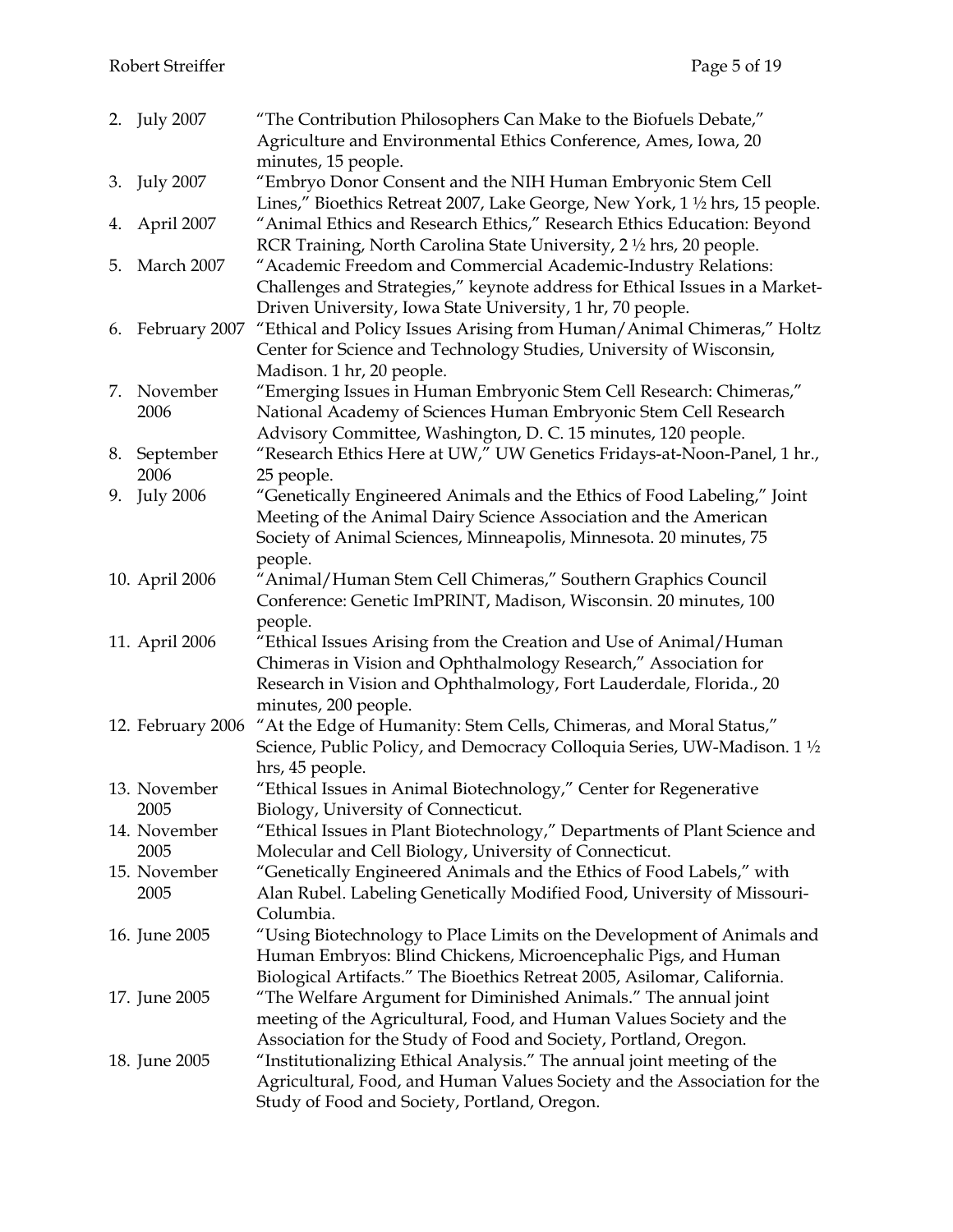2. July 2007 "The Contribution Philosophers Can Make to the Biofuels Debate," Agriculture and Environmental Ethics Conference, Ames, Iowa, 20 minutes, 15 people.
3. July 2007 "Embryo Donor Consent and the NIH Human Embryonic Stem Cell Lines," Bioethics Retreat 2007, Lake George, New York, 1 ½ hrs, 15 people.
4. April 2007 "Animal Ethics and Research Ethics," Research Ethics Education: Beyond RCR Training, North Carolina State University, 2 ½ hrs, 20 people.
5. March 2007 "Academic Freedom and Commercial Academic-Industry Relations: Challenges and Strategies," keynote address for Ethical Issues in a Market-Driven University, Iowa State University, 1 hr, 70 people.
6. February 2007 "Ethical and Policy Issues Arising from Human/Animal Chimeras," Holtz Center for Science and Technology Studies, University of Wisconsin, Madison. 1 hr, 20 people.
7. November 2006 "Emerging Issues in Human Embryonic Stem Cell Research: Chimeras," National Academy of Sciences Human Embryonic Stem Cell Research Advisory Committee, Washington, D. C. 15 minutes, 120 people.
8. September 2006 "Research Ethics Here at UW," UW Genetics Fridays-at-Noon-Panel, 1 hr., 25 people.
9. July 2006 "Genetically Engineered Animals and the Ethics of Food Labeling," Joint Meeting of the Animal Dairy Science Association and the American Society of Animal Sciences, Minneapolis, Minnesota. 20 minutes, 75 people.
10. April 2006 "Animal/Human Stem Cell Chimeras," Southern Graphics Council Conference: Genetic ImPRINT, Madison, Wisconsin. 20 minutes, 100 people.
11. April 2006 "Ethical Issues Arising from the Creation and Use of Animal/Human Chimeras in Vision and Ophthalmology Research," Association for Research in Vision and Ophthalmology, Fort Lauderdale, Florida., 20 minutes, 200 people.
12. February 2006 "At the Edge of Humanity: Stem Cells, Chimeras, and Moral Status," Science, Public Policy, and Democracy Colloquia Series, UW-Madison. 1 ½ hrs, 45 people.
13. November 2005 "Ethical Issues in Animal Biotechnology," Center for Regenerative Biology, University of Connecticut.
14. November 2005 "Ethical Issues in Plant Biotechnology," Departments of Plant Science and Molecular and Cell Biology, University of Connecticut.
15. November 2005 "Genetically Engineered Animals and the Ethics of Food Labels," with Alan Rubel. Labeling Genetically Modified Food, University of Missouri-Columbia.
16. June 2005 "Using Biotechnology to Place Limits on the Development of Animals and Human Embryos: Blind Chickens, Microencephalic Pigs, and Human Biological Artifacts." The Bioethics Retreat 2005, Asilomar, California.
17. June 2005 "The Welfare Argument for Diminished Animals." The annual joint meeting of the Agricultural, Food, and Human Values Society and the Association for the Study of Food and Society, Portland, Oregon.
18. June 2005 "Institutionalizing Ethical Analysis." The annual joint meeting of the Agricultural, Food, and Human Values Society and the Association for the Study of Food and Society, Portland, Oregon.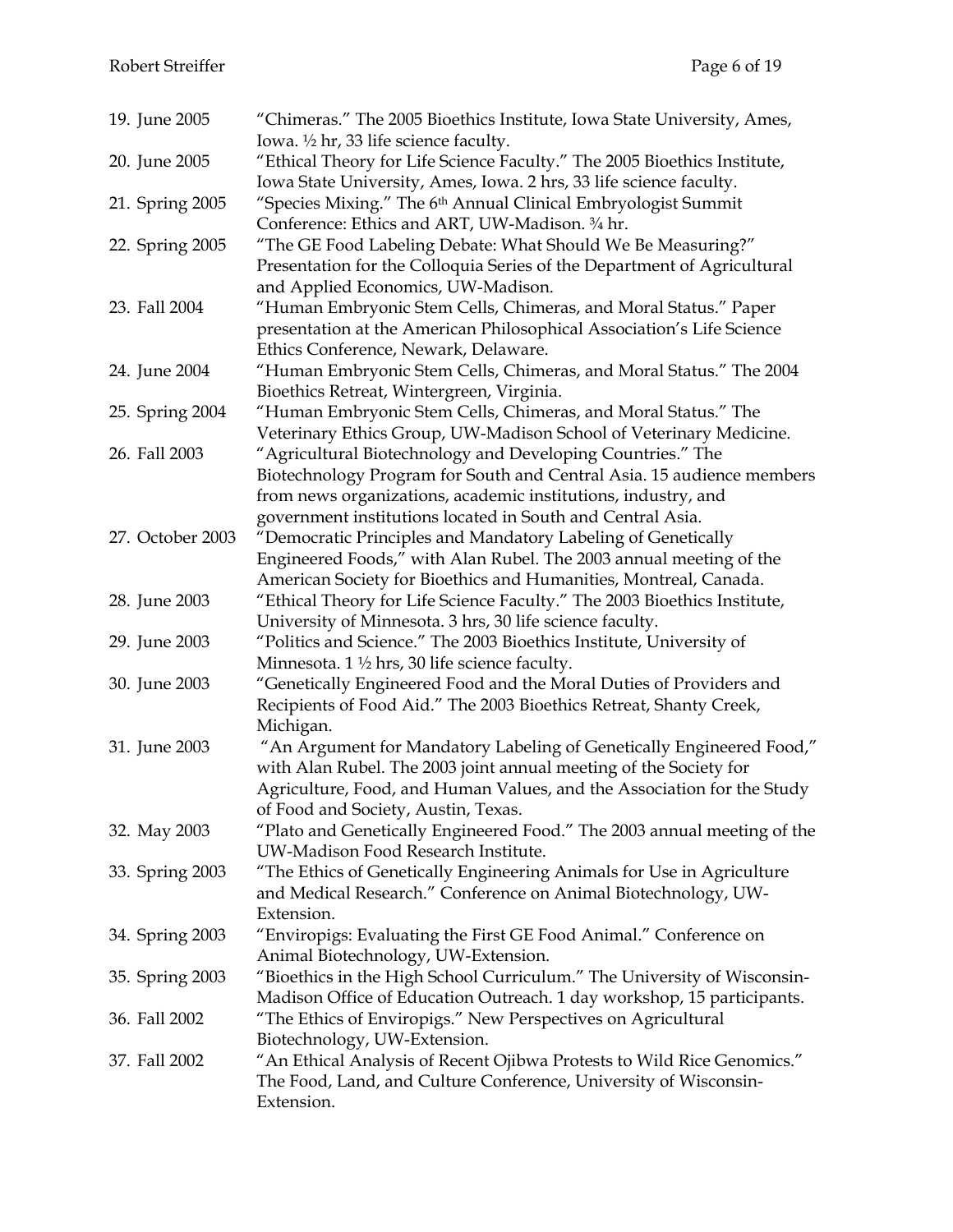19. June 2005 — "Chimeras." The 2005 Bioethics Institute, Iowa State University, Ames, Iowa. ½ hr, 33 life science faculty.
20. June 2005 — "Ethical Theory for Life Science Faculty." The 2005 Bioethics Institute, Iowa State University, Ames, Iowa. 2 hrs, 33 life science faculty.
21. Spring 2005 — "Species Mixing." The 6th Annual Clinical Embryologist Summit Conference: Ethics and ART, UW-Madison. ¾ hr.
22. Spring 2005 — "The GE Food Labeling Debate: What Should We Be Measuring?" Presentation for the Colloquia Series of the Department of Agricultural and Applied Economics, UW-Madison.
23. Fall 2004 — "Human Embryonic Stem Cells, Chimeras, and Moral Status." Paper presentation at the American Philosophical Association's Life Science Ethics Conference, Newark, Delaware.
24. June 2004 — "Human Embryonic Stem Cells, Chimeras, and Moral Status." The 2004 Bioethics Retreat, Wintergreen, Virginia.
25. Spring 2004 — "Human Embryonic Stem Cells, Chimeras, and Moral Status." The Veterinary Ethics Group, UW-Madison School of Veterinary Medicine.
26. Fall 2003 — "Agricultural Biotechnology and Developing Countries." The Biotechnology Program for South and Central Asia. 15 audience members from news organizations, academic institutions, industry, and government institutions located in South and Central Asia.
27. October 2003 — "Democratic Principles and Mandatory Labeling of Genetically Engineered Foods," with Alan Rubel. The 2003 annual meeting of the American Society for Bioethics and Humanities, Montreal, Canada.
28. June 2003 — "Ethical Theory for Life Science Faculty." The 2003 Bioethics Institute, University of Minnesota. 3 hrs, 30 life science faculty.
29. June 2003 — "Politics and Science." The 2003 Bioethics Institute, University of Minnesota. 1 ½ hrs, 30 life science faculty.
30. June 2003 — "Genetically Engineered Food and the Moral Duties of Providers and Recipients of Food Aid." The 2003 Bioethics Retreat, Shanty Creek, Michigan.
31. June 2003 — "An Argument for Mandatory Labeling of Genetically Engineered Food," with Alan Rubel. The 2003 joint annual meeting of the Society for Agriculture, Food, and Human Values, and the Association for the Study of Food and Society, Austin, Texas.
32. May 2003 — "Plato and Genetically Engineered Food." The 2003 annual meeting of the UW-Madison Food Research Institute.
33. Spring 2003 — "The Ethics of Genetically Engineering Animals for Use in Agriculture and Medical Research." Conference on Animal Biotechnology, UW-Extension.
34. Spring 2003 — "Enviropigs: Evaluating the First GE Food Animal." Conference on Animal Biotechnology, UW-Extension.
35. Spring 2003 — "Bioethics in the High School Curriculum." The University of Wisconsin-Madison Office of Education Outreach. 1 day workshop, 15 participants.
36. Fall 2002 — "The Ethics of Enviropigs." New Perspectives on Agricultural Biotechnology, UW-Extension.
37. Fall 2002 — "An Ethical Analysis of Recent Ojibwa Protests to Wild Rice Genomics." The Food, Land, and Culture Conference, University of Wisconsin-Extension.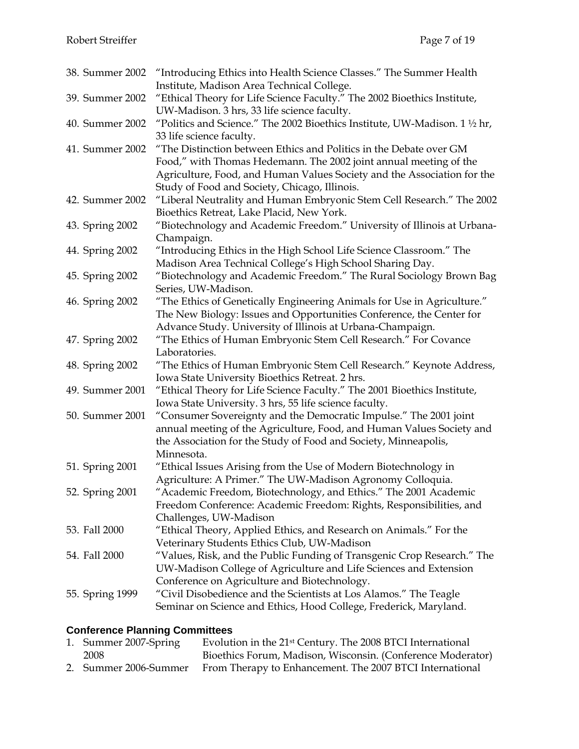38. Summer 2002 "Introducing Ethics into Health Science Classes." The Summer Health Institute, Madison Area Technical College.
39. Summer 2002 "Ethical Theory for Life Science Faculty." The 2002 Bioethics Institute, UW-Madison. 3 hrs, 33 life science faculty.
40. Summer 2002 "Politics and Science." The 2002 Bioethics Institute, UW-Madison. 1 ½ hr, 33 life science faculty.
41. Summer 2002 "The Distinction between Ethics and Politics in the Debate over GM Food," with Thomas Hedemann. The 2002 joint annual meeting of the Agriculture, Food, and Human Values Society and the Association for the Study of Food and Society, Chicago, Illinois.
42. Summer 2002 "Liberal Neutrality and Human Embryonic Stem Cell Research." The 2002 Bioethics Retreat, Lake Placid, New York.
43. Spring 2002 "Biotechnology and Academic Freedom." University of Illinois at Urbana-Champaign.
44. Spring 2002 "Introducing Ethics in the High School Life Science Classroom." The Madison Area Technical College's High School Sharing Day.
45. Spring 2002 "Biotechnology and Academic Freedom." The Rural Sociology Brown Bag Series, UW-Madison.
46. Spring 2002 "The Ethics of Genetically Engineering Animals for Use in Agriculture." The New Biology: Issues and Opportunities Conference, the Center for Advance Study. University of Illinois at Urbana-Champaign.
47. Spring 2002 "The Ethics of Human Embryonic Stem Cell Research." For Covance Laboratories.
48. Spring 2002 "The Ethics of Human Embryonic Stem Cell Research." Keynote Address, Iowa State University Bioethics Retreat. 2 hrs.
49. Summer 2001 "Ethical Theory for Life Science Faculty." The 2001 Bioethics Institute, Iowa State University. 3 hrs, 55 life science faculty.
50. Summer 2001 "Consumer Sovereignty and the Democratic Impulse." The 2001 joint annual meeting of the Agriculture, Food, and Human Values Society and the Association for the Study of Food and Society, Minneapolis, Minnesota.
51. Spring 2001 "Ethical Issues Arising from the Use of Modern Biotechnology in Agriculture: A Primer." The UW-Madison Agronomy Colloquia.
52. Spring 2001 "Academic Freedom, Biotechnology, and Ethics." The 2001 Academic Freedom Conference: Academic Freedom: Rights, Responsibilities, and Challenges, UW-Madison
53. Fall 2000 "Ethical Theory, Applied Ethics, and Research on Animals." For the Veterinary Students Ethics Club, UW-Madison
54. Fall 2000 "Values, Risk, and the Public Funding of Transgenic Crop Research." The UW-Madison College of Agriculture and Life Sciences and Extension Conference on Agriculture and Biotechnology.
55. Spring 1999 "Civil Disobedience and the Scientists at Los Alamos." The Teagle Seminar on Science and Ethics, Hood College, Frederick, Maryland.

### Conference Planning Committees

1. Summer 2007-Spring 2008 Evolution in the 21st Century. The 2008 BTCI International Bioethics Forum, Madison, Wisconsin. (Conference Moderator)
2. Summer 2006-Summer From Therapy to Enhancement. The 2007 BTCI International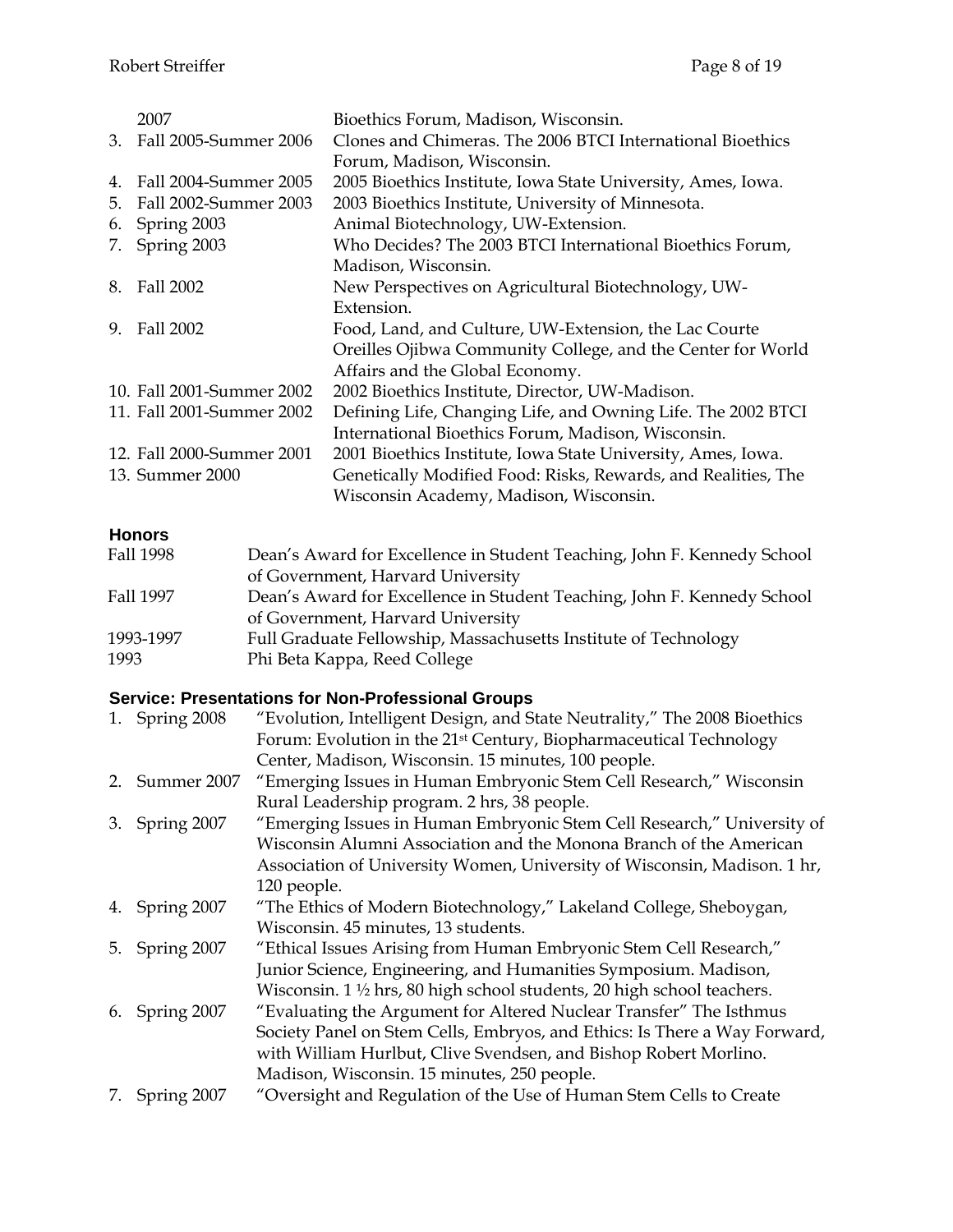| | |
|---|---|
| 2007 | Bioethics Forum, Madison, Wisconsin. |
| 3. Fall 2005-Summer 2006 | Clones and Chimeras. The 2006 BTCI International Bioethics Forum, Madison, Wisconsin. |
| 4. Fall 2004-Summer 2005 | 2005 Bioethics Institute, Iowa State University, Ames, Iowa. |
| 5. Fall 2002-Summer 2003 | 2003 Bioethics Institute, University of Minnesota. |
| 6. Spring 2003 | Animal Biotechnology, UW-Extension. |
| 7. Spring 2003 | Who Decides? The 2003 BTCI International Bioethics Forum, Madison, Wisconsin. |
| 8. Fall 2002 | New Perspectives on Agricultural Biotechnology, UW-Extension. |
| 9. Fall 2002 | Food, Land, and Culture, UW-Extension, the Lac Courte Oreilles Ojibwa Community College, and the Center for World Affairs and the Global Economy. |
| 10. Fall 2001-Summer 2002 | 2002 Bioethics Institute, Director, UW-Madison. |
| 11. Fall 2001-Summer 2002 | Defining Life, Changing Life, and Owning Life. The 2002 BTCI International Bioethics Forum, Madison, Wisconsin. |
| 12. Fall 2000-Summer 2001 | 2001 Bioethics Institute, Iowa State University, Ames, Iowa. |
| 13. Summer 2000 | Genetically Modified Food: Risks, Rewards, and Realities, The Wisconsin Academy, Madison, Wisconsin. |

## Honors

| | |
|---|---|
| Fall 1998 | Dean's Award for Excellence in Student Teaching, John F. Kennedy School of Government, Harvard University |
| Fall 1997 | Dean's Award for Excellence in Student Teaching, John F. Kennedy School of Government, Harvard University |
| 1993-1997 | Full Graduate Fellowship, Massachusetts Institute of Technology |
| 1993 | Phi Beta Kappa, Reed College |

## Service: Presentations for Non-Professional Groups

1. Spring 2008 — "Evolution, Intelligent Design, and State Neutrality," The 2008 Bioethics Forum: Evolution in the 21st Century, Biopharmaceutical Technology Center, Madison, Wisconsin. 15 minutes, 100 people.
2. Summer 2007 — "Emerging Issues in Human Embryonic Stem Cell Research," Wisconsin Rural Leadership program. 2 hrs, 38 people.
3. Spring 2007 — "Emerging Issues in Human Embryonic Stem Cell Research," University of Wisconsin Alumni Association and the Monona Branch of the American Association of University Women, University of Wisconsin, Madison. 1 hr, 120 people.
4. Spring 2007 — "The Ethics of Modern Biotechnology," Lakeland College, Sheboygan, Wisconsin. 45 minutes, 13 students.
5. Spring 2007 — "Ethical Issues Arising from Human Embryonic Stem Cell Research," Junior Science, Engineering, and Humanities Symposium. Madison, Wisconsin. 1 ½ hrs, 80 high school students, 20 high school teachers.
6. Spring 2007 — "Evaluating the Argument for Altered Nuclear Transfer" The Isthmus Society Panel on Stem Cells, Embryos, and Ethics: Is There a Way Forward, with William Hurlbut, Clive Svendsen, and Bishop Robert Morlino. Madison, Wisconsin. 15 minutes, 250 people.
7. Spring 2007 — "Oversight and Regulation of the Use of Human Stem Cells to Create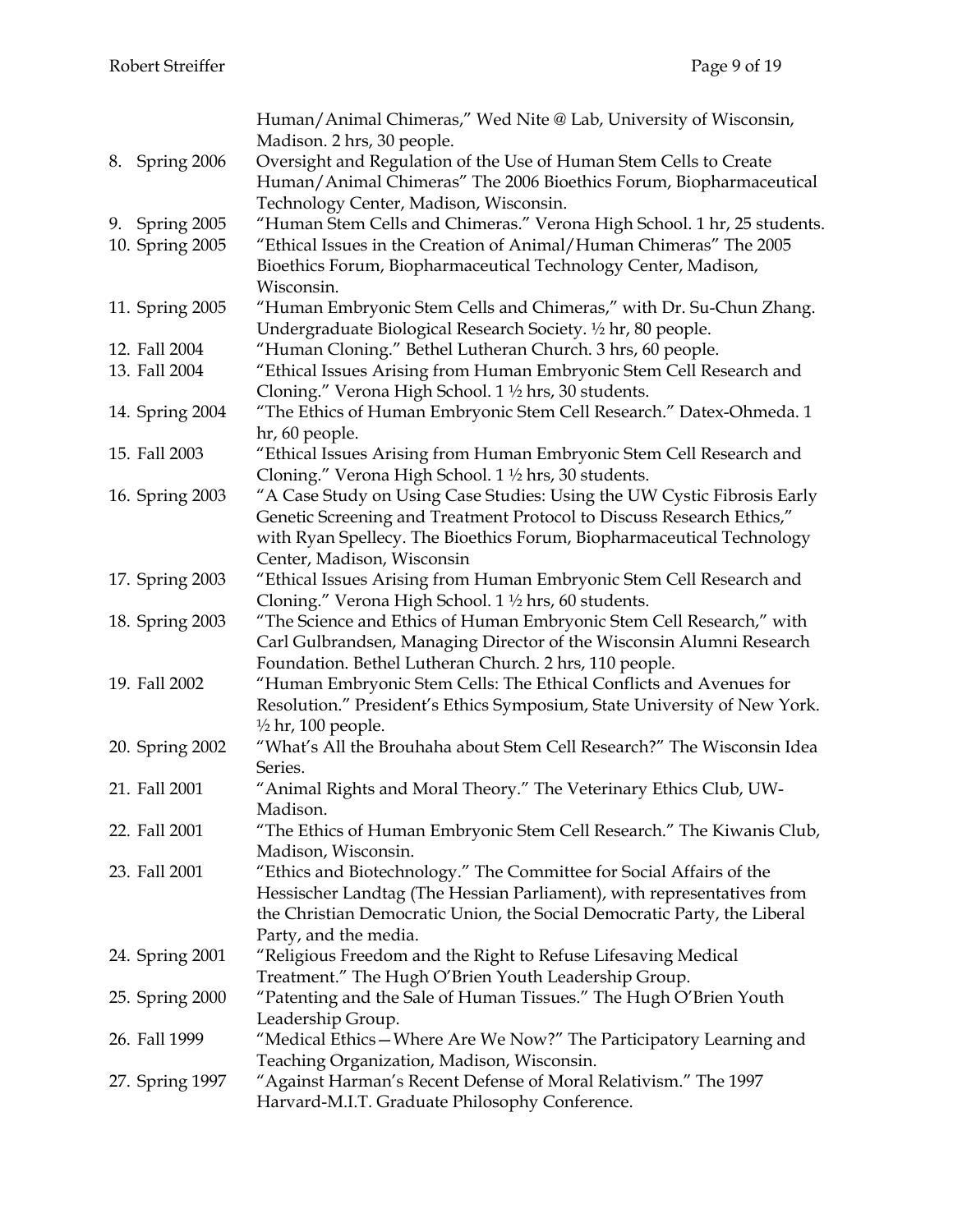Human/Animal Chimeras," Wed Nite @ Lab, University of Wisconsin, Madison. 2 hrs, 30 people.

8. Spring 2006 — Oversight and Regulation of the Use of Human Stem Cells to Create Human/Animal Chimeras" The 2006 Bioethics Forum, Biopharmaceutical Technology Center, Madison, Wisconsin.
9. Spring 2005 — "Human Stem Cells and Chimeras." Verona High School. 1 hr, 25 students.
10. Spring 2005 — "Ethical Issues in the Creation of Animal/Human Chimeras" The 2005 Bioethics Forum, Biopharmaceutical Technology Center, Madison, Wisconsin.
11. Spring 2005 — "Human Embryonic Stem Cells and Chimeras," with Dr. Su-Chun Zhang. Undergraduate Biological Research Society. ½ hr, 80 people.
12. Fall 2004 — "Human Cloning." Bethel Lutheran Church. 3 hrs, 60 people.
13. Fall 2004 — "Ethical Issues Arising from Human Embryonic Stem Cell Research and Cloning." Verona High School. 1 ½ hrs, 30 students.
14. Spring 2004 — "The Ethics of Human Embryonic Stem Cell Research." Datex-Ohmeda. 1 hr, 60 people.
15. Fall 2003 — "Ethical Issues Arising from Human Embryonic Stem Cell Research and Cloning." Verona High School. 1 ½ hrs, 30 students.
16. Spring 2003 — "A Case Study on Using Case Studies: Using the UW Cystic Fibrosis Early Genetic Screening and Treatment Protocol to Discuss Research Ethics," with Ryan Spellecy. The Bioethics Forum, Biopharmaceutical Technology Center, Madison, Wisconsin
17. Spring 2003 — "Ethical Issues Arising from Human Embryonic Stem Cell Research and Cloning." Verona High School. 1 ½ hrs, 60 students.
18. Spring 2003 — "The Science and Ethics of Human Embryonic Stem Cell Research," with Carl Gulbrandsen, Managing Director of the Wisconsin Alumni Research Foundation. Bethel Lutheran Church. 2 hrs, 110 people.
19. Fall 2002 — "Human Embryonic Stem Cells: The Ethical Conflicts and Avenues for Resolution." President's Ethics Symposium, State University of New York. ½ hr, 100 people.
20. Spring 2002 — "What's All the Brouhaha about Stem Cell Research?" The Wisconsin Idea Series.
21. Fall 2001 — "Animal Rights and Moral Theory." The Veterinary Ethics Club, UW-Madison.
22. Fall 2001 — "The Ethics of Human Embryonic Stem Cell Research." The Kiwanis Club, Madison, Wisconsin.
23. Fall 2001 — "Ethics and Biotechnology." The Committee for Social Affairs of the Hessischer Landtag (The Hessian Parliament), with representatives from the Christian Democratic Union, the Social Democratic Party, the Liberal Party, and the media.
24. Spring 2001 — "Religious Freedom and the Right to Refuse Lifesaving Medical Treatment." The Hugh O'Brien Youth Leadership Group.
25. Spring 2000 — "Patenting and the Sale of Human Tissues." The Hugh O'Brien Youth Leadership Group.
26. Fall 1999 — "Medical Ethics—Where Are We Now?" The Participatory Learning and Teaching Organization, Madison, Wisconsin.
27. Spring 1997 — "Against Harman's Recent Defense of Moral Relativism." The 1997 Harvard-M.I.T. Graduate Philosophy Conference.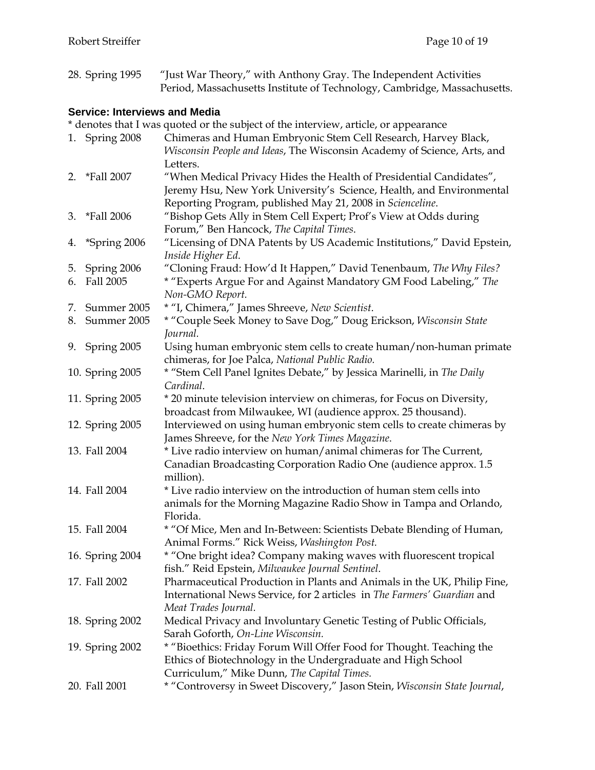28. Spring 1995 "Just War Theory," with Anthony Gray. The Independent Activities Period, Massachusetts Institute of Technology, Cambridge, Massachusetts.

### Service: Interviews and Media

* denotes that I was quoted or the subject of the interview, article, or appearance

1. Spring 2008 Chimeras and Human Embryonic Stem Cell Research, Harvey Black, *Wisconsin People and Ideas*, The Wisconsin Academy of Science, Arts, and Letters.
2. *Fall 2007 "When Medical Privacy Hides the Health of Presidential Candidates", Jeremy Hsu, New York University's Science, Health, and Environmental Reporting Program, published May 21, 2008 in *Scienceline*.
3. *Fall 2006 "Bishop Gets Ally in Stem Cell Expert; Prof's View at Odds during Forum," Ben Hancock, *The Capital Times*.
4. *Spring 2006 "Licensing of DNA Patents by US Academic Institutions," David Epstein, *Inside Higher Ed*.
5. Spring 2006 "Cloning Fraud: How'd It Happen," David Tenenbaum, *The Why Files?*
6. Fall 2005 * "Experts Argue For and Against Mandatory GM Food Labeling," *The Non-GMO Report.*
7. Summer 2005 * "I, Chimera," James Shreeve, *New Scientist*.
8. Summer 2005 * "Couple Seek Money to Save Dog," Doug Erickson, *Wisconsin State Journal.*
9. Spring 2005 Using human embryonic stem cells to create human/non-human primate chimeras, for Joe Palca, *National Public Radio.*
10. Spring 2005 * "Stem Cell Panel Ignites Debate," by Jessica Marinelli, in *The Daily Cardinal*.
11. Spring 2005 * 20 minute television interview on chimeras, for Focus on Diversity, broadcast from Milwaukee, WI (audience approx. 25 thousand).
12. Spring 2005 Interviewed on using human embryonic stem cells to create chimeras by James Shreeve, for the *New York Times Magazine*.
13. Fall 2004 * Live radio interview on human/animal chimeras for The Current, Canadian Broadcasting Corporation Radio One (audience approx. 1.5 million).
14. Fall 2004 * Live radio interview on the introduction of human stem cells into animals for the Morning Magazine Radio Show in Tampa and Orlando, Florida.
15. Fall 2004 * "Of Mice, Men and In-Between: Scientists Debate Blending of Human, Animal Forms." Rick Weiss, *Washington Post.*
16. Spring 2004 * "One bright idea? Company making waves with fluorescent tropical fish." Reid Epstein, *Milwaukee Journal Sentinel*.
17. Fall 2002 Pharmaceutical Production in Plants and Animals in the UK, Philip Fine, International News Service, for 2 articles in *The Farmers' Guardian* and *Meat Trades Journal.*
18. Spring 2002 Medical Privacy and Involuntary Genetic Testing of Public Officials, Sarah Goforth, *On-Line Wisconsin.*
19. Spring 2002 * "Bioethics: Friday Forum Will Offer Food for Thought. Teaching the Ethics of Biotechnology in the Undergraduate and High School Curriculum," Mike Dunn, *The Capital Times.*
20. Fall 2001 * "Controversy in Sweet Discovery," Jason Stein, *Wisconsin State Journal*,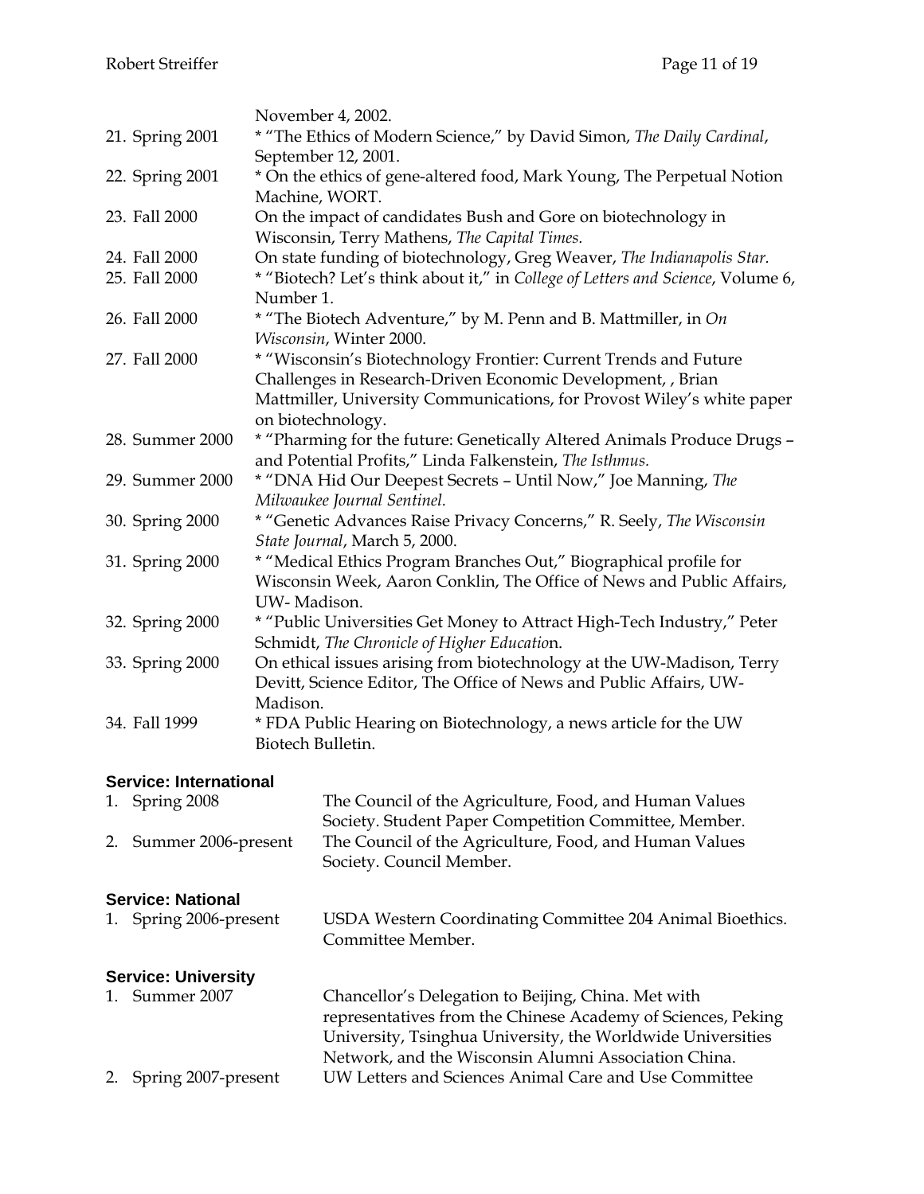November 4, 2002.

21. Spring 2001 — * "The Ethics of Modern Science," by David Simon, *The Daily Cardinal*, September 12, 2001.
22. Spring 2001 — * On the ethics of gene-altered food, Mark Young, The Perpetual Notion Machine, WORT.
23. Fall 2000 — On the impact of candidates Bush and Gore on biotechnology in Wisconsin, Terry Mathens, *The Capital Times.*
24. Fall 2000 — On state funding of biotechnology, Greg Weaver, *The Indianapolis Star.*
25. Fall 2000 — * "Biotech? Let's think about it," in *College of Letters and Science*, Volume 6, Number 1.
26. Fall 2000 — * "The Biotech Adventure," by M. Penn and B. Mattmiller, in *On Wisconsin*, Winter 2000.
27. Fall 2000 — * "Wisconsin's Biotechnology Frontier: Current Trends and Future Challenges in Research-Driven Economic Development, , Brian Mattmiller, University Communications, for Provost Wiley's white paper on biotechnology.
28. Summer 2000 — * "Pharming for the future: Genetically Altered Animals Produce Drugs – and Potential Profits," Linda Falkenstein, *The Isthmus.*
29. Summer 2000 — * "DNA Hid Our Deepest Secrets – Until Now," Joe Manning, *The Milwaukee Journal Sentinel.*
30. Spring 2000 — * "Genetic Advances Raise Privacy Concerns," R. Seely, *The Wisconsin State Journal*, March 5, 2000.
31. Spring 2000 — * "Medical Ethics Program Branches Out," Biographical profile for Wisconsin Week, Aaron Conklin, The Office of News and Public Affairs, UW- Madison.
32. Spring 2000 — * "Public Universities Get Money to Attract High-Tech Industry," Peter Schmidt, *The Chronicle of Higher Educatio*n.
33. Spring 2000 — On ethical issues arising from biotechnology at the UW-Madison, Terry Devitt, Science Editor, The Office of News and Public Affairs, UW-Madison.
34. Fall 1999 — * FDA Public Hearing on Biotechnology, a news article for the UW Biotech Bulletin.

## Service: International

1. Spring 2008 — The Council of the Agriculture, Food, and Human Values Society. Student Paper Competition Committee, Member.
2. Summer 2006-present — The Council of the Agriculture, Food, and Human Values Society. Council Member.

## Service: National

1. Spring 2006-present — USDA Western Coordinating Committee 204 Animal Bioethics. Committee Member.

## Service: University

1. Summer 2007 — Chancellor's Delegation to Beijing, China. Met with representatives from the Chinese Academy of Sciences, Peking University, Tsinghua University, the Worldwide Universities Network, and the Wisconsin Alumni Association China.
2. Spring 2007-present — UW Letters and Sciences Animal Care and Use Committee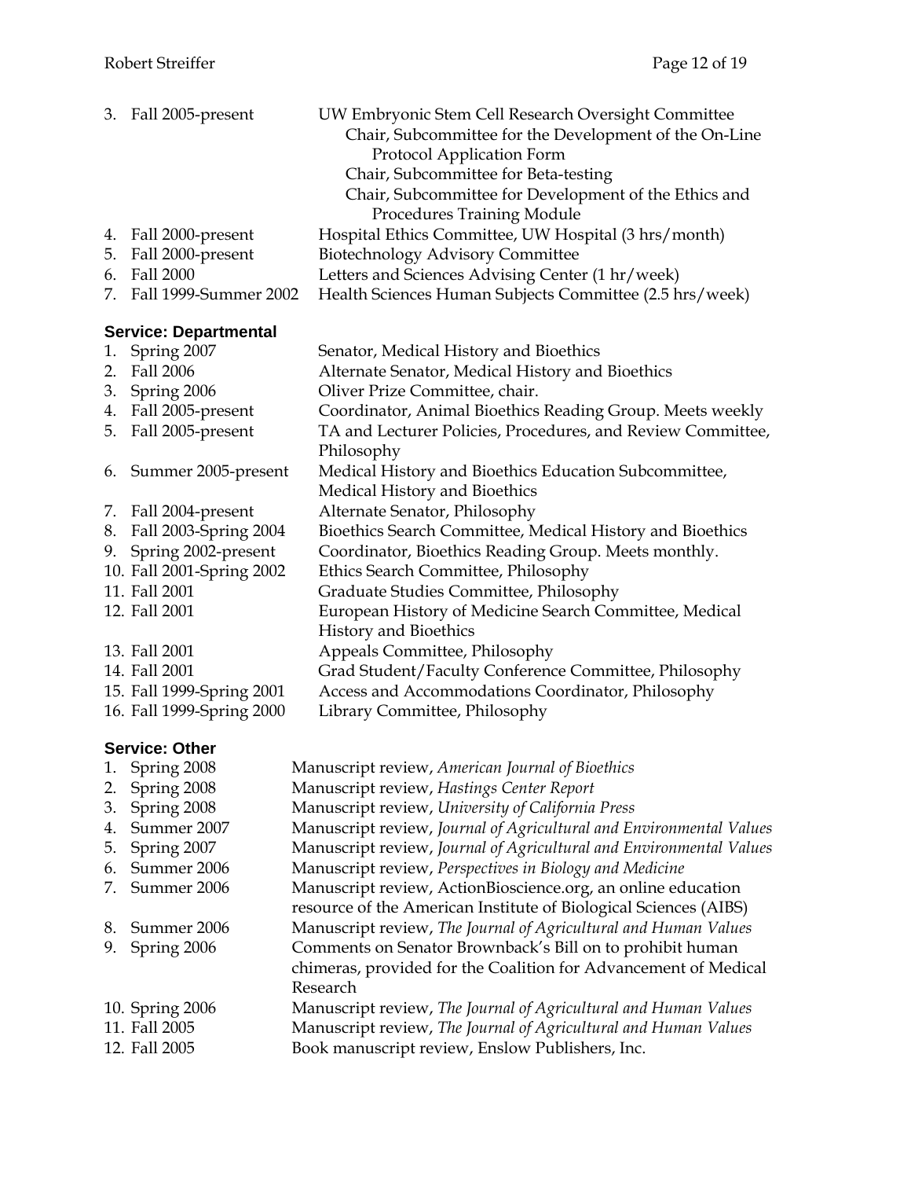3. Fall 2005-present — UW Embryonic Stem Cell Research Oversight Committee
    - Chair, Subcommittee for the Development of the On-Line Protocol Application Form
    - Chair, Subcommittee for Beta-testing
    - Chair, Subcommittee for Development of the Ethics and Procedures Training Module
4. Fall 2000-present — Hospital Ethics Committee, UW Hospital (3 hrs/month)
5. Fall 2000-present — Biotechnology Advisory Committee
6. Fall 2000 — Letters and Sciences Advising Center (1 hr/week)
7. Fall 1999-Summer 2002 — Health Sciences Human Subjects Committee (2.5 hrs/week)

**Service: Departmental**

1. Spring 2007 — Senator, Medical History and Bioethics
2. Fall 2006 — Alternate Senator, Medical History and Bioethics
3. Spring 2006 — Oliver Prize Committee, chair.
4. Fall 2005-present — Coordinator, Animal Bioethics Reading Group. Meets weekly
5. Fall 2005-present — TA and Lecturer Policies, Procedures, and Review Committee, Philosophy
6. Summer 2005-present — Medical History and Bioethics Education Subcommittee, Medical History and Bioethics
7. Fall 2004-present — Alternate Senator, Philosophy
8. Fall 2003-Spring 2004 — Bioethics Search Committee, Medical History and Bioethics
9. Spring 2002-present — Coordinator, Bioethics Reading Group. Meets monthly.
10. Fall 2001-Spring 2002 — Ethics Search Committee, Philosophy
11. Fall 2001 — Graduate Studies Committee, Philosophy
12. Fall 2001 — European History of Medicine Search Committee, Medical History and Bioethics
13. Fall 2001 — Appeals Committee, Philosophy
14. Fall 2001 — Grad Student/Faculty Conference Committee, Philosophy
15. Fall 1999-Spring 2001 — Access and Accommodations Coordinator, Philosophy
16. Fall 1999-Spring 2000 — Library Committee, Philosophy

**Service: Other**

1. Spring 2008 — Manuscript review, *American Journal of Bioethics*
2. Spring 2008 — Manuscript review, *Hastings Center Report*
3. Spring 2008 — Manuscript review, *University of California Press*
4. Summer 2007 — Manuscript review, *Journal of Agricultural and Environmental Values*
5. Spring 2007 — Manuscript review, *Journal of Agricultural and Environmental Values*
6. Summer 2006 — Manuscript review, *Perspectives in Biology and Medicine*
7. Summer 2006 — Manuscript review, ActionBioscience.org, an online education resource of the American Institute of Biological Sciences (AIBS)
8. Summer 2006 — Manuscript review, *The Journal of Agricultural and Human Values*
9. Spring 2006 — Comments on Senator Brownback's Bill on to prohibit human chimeras, provided for the Coalition for Advancement of Medical Research
10. Spring 2006 — Manuscript review, *The Journal of Agricultural and Human Values*
11. Fall 2005 — Manuscript review, *The Journal of Agricultural and Human Values*
12. Fall 2005 — Book manuscript review, Enslow Publishers, Inc.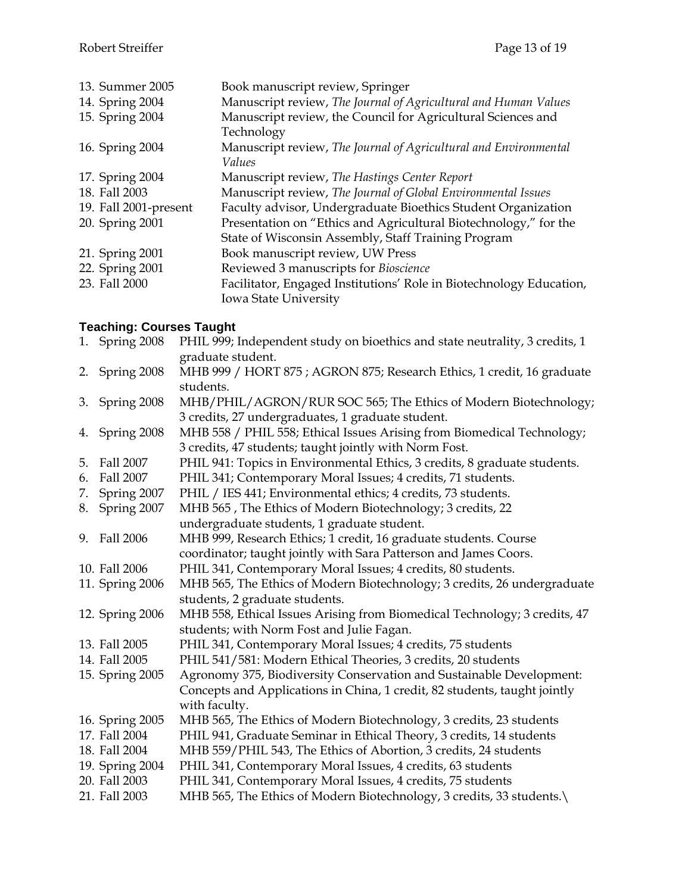13. Summer 2005 — Book manuscript review, Springer
14. Spring 2004 — Manuscript review, *The Journal of Agricultural and Human Values*
15. Spring 2004 — Manuscript review, the Council for Agricultural Sciences and Technology
16. Spring 2004 — Manuscript review, *The Journal of Agricultural and Environmental Values*
17. Spring 2004 — Manuscript review, *The Hastings Center Report*
18. Fall 2003 — Manuscript review, *The Journal of Global Environmental Issues*
19. Fall 2001-present — Faculty advisor, Undergraduate Bioethics Student Organization
20. Spring 2001 — Presentation on "Ethics and Agricultural Biotechnology," for the State of Wisconsin Assembly, Staff Training Program
21. Spring 2001 — Book manuscript review, UW Press
22. Spring 2001 — Reviewed 3 manuscripts for *Bioscience*
23. Fall 2000 — Facilitator, Engaged Institutions' Role in Biotechnology Education, Iowa State University

### Teaching: Courses Taught

1. Spring 2008 — PHIL 999; Independent study on bioethics and state neutrality, 3 credits, 1 graduate student.
2. Spring 2008 — MHB 999 / HORT 875 ; AGRON 875; Research Ethics, 1 credit, 16 graduate students.
3. Spring 2008 — MHB/PHIL/AGRON/RUR SOC 565; The Ethics of Modern Biotechnology; 3 credits, 27 undergraduates, 1 graduate student.
4. Spring 2008 — MHB 558 / PHIL 558; Ethical Issues Arising from Biomedical Technology; 3 credits, 47 students; taught jointly with Norm Fost.
5. Fall 2007 — PHIL 941: Topics in Environmental Ethics, 3 credits, 8 graduate students.
6. Fall 2007 — PHIL 341; Contemporary Moral Issues; 4 credits, 71 students.
7. Spring 2007 — PHIL / IES 441; Environmental ethics; 4 credits, 73 students.
8. Spring 2007 — MHB 565 , The Ethics of Modern Biotechnology; 3 credits, 22 undergraduate students, 1 graduate student.
9. Fall 2006 — MHB 999, Research Ethics; 1 credit, 16 graduate students. Course coordinator; taught jointly with Sara Patterson and James Coors.
10. Fall 2006 — PHIL 341, Contemporary Moral Issues; 4 credits, 80 students.
11. Spring 2006 — MHB 565, The Ethics of Modern Biotechnology; 3 credits, 26 undergraduate students, 2 graduate students.
12. Spring 2006 — MHB 558, Ethical Issues Arising from Biomedical Technology; 3 credits, 47 students; with Norm Fost and Julie Fagan.
13. Fall 2005 — PHIL 341, Contemporary Moral Issues; 4 credits, 75 students
14. Fall 2005 — PHIL 541/581: Modern Ethical Theories, 3 credits, 20 students
15. Spring 2005 — Agronomy 375, Biodiversity Conservation and Sustainable Development: Concepts and Applications in China, 1 credit, 82 students, taught jointly with faculty.
16. Spring 2005 — MHB 565, The Ethics of Modern Biotechnology, 3 credits, 23 students
17. Fall 2004 — PHIL 941, Graduate Seminar in Ethical Theory, 3 credits, 14 students
18. Fall 2004 — MHB 559/PHIL 543, The Ethics of Abortion, 3 credits, 24 students
19. Spring 2004 — PHIL 341, Contemporary Moral Issues, 4 credits, 63 students
20. Fall 2003 — PHIL 341, Contemporary Moral Issues, 4 credits, 75 students
21. Fall 2003 — MHB 565, The Ethics of Modern Biotechnology, 3 credits, 33 students.\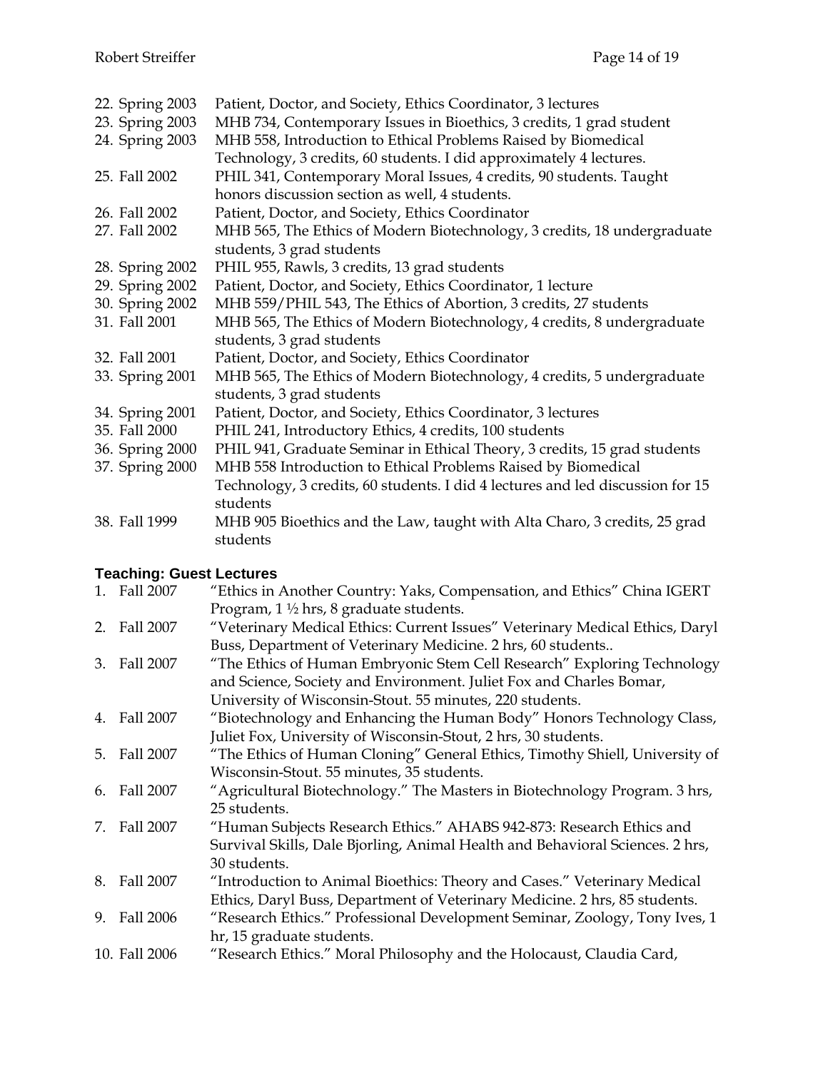22. Spring 2003 Patient, Doctor, and Society, Ethics Coordinator, 3 lectures
23. Spring 2003 MHB 734, Contemporary Issues in Bioethics, 3 credits, 1 grad student
24. Spring 2003 MHB 558, Introduction to Ethical Problems Raised by Biomedical Technology, 3 credits, 60 students. I did approximately 4 lectures.
25. Fall 2002 PHIL 341, Contemporary Moral Issues, 4 credits, 90 students. Taught honors discussion section as well, 4 students.
26. Fall 2002 Patient, Doctor, and Society, Ethics Coordinator
27. Fall 2002 MHB 565, The Ethics of Modern Biotechnology, 3 credits, 18 undergraduate students, 3 grad students
28. Spring 2002 PHIL 955, Rawls, 3 credits, 13 grad students
29. Spring 2002 Patient, Doctor, and Society, Ethics Coordinator, 1 lecture
30. Spring 2002 MHB 559/PHIL 543, The Ethics of Abortion, 3 credits, 27 students
31. Fall 2001 MHB 565, The Ethics of Modern Biotechnology, 4 credits, 8 undergraduate students, 3 grad students
32. Fall 2001 Patient, Doctor, and Society, Ethics Coordinator
33. Spring 2001 MHB 565, The Ethics of Modern Biotechnology, 4 credits, 5 undergraduate students, 3 grad students
34. Spring 2001 Patient, Doctor, and Society, Ethics Coordinator, 3 lectures
35. Fall 2000 PHIL 241, Introductory Ethics, 4 credits, 100 students
36. Spring 2000 PHIL 941, Graduate Seminar in Ethical Theory, 3 credits, 15 grad students
37. Spring 2000 MHB 558 Introduction to Ethical Problems Raised by Biomedical Technology, 3 credits, 60 students. I did 4 lectures and led discussion for 15 students
38. Fall 1999 MHB 905 Bioethics and the Law, taught with Alta Charo, 3 credits, 25 grad students

### Teaching: Guest Lectures

1. Fall 2007 "Ethics in Another Country: Yaks, Compensation, and Ethics" China IGERT Program, 1 ½ hrs, 8 graduate students.
2. Fall 2007 "Veterinary Medical Ethics: Current Issues" Veterinary Medical Ethics, Daryl Buss, Department of Veterinary Medicine. 2 hrs, 60 students..
3. Fall 2007 "The Ethics of Human Embryonic Stem Cell Research" Exploring Technology and Science, Society and Environment. Juliet Fox and Charles Bomar, University of Wisconsin-Stout. 55 minutes, 220 students.
4. Fall 2007 "Biotechnology and Enhancing the Human Body" Honors Technology Class, Juliet Fox, University of Wisconsin-Stout, 2 hrs, 30 students.
5. Fall 2007 "The Ethics of Human Cloning" General Ethics, Timothy Shiell, University of Wisconsin-Stout. 55 minutes, 35 students.
6. Fall 2007 "Agricultural Biotechnology." The Masters in Biotechnology Program. 3 hrs, 25 students.
7. Fall 2007 "Human Subjects Research Ethics." AHABS 942-873: Research Ethics and Survival Skills, Dale Bjorling, Animal Health and Behavioral Sciences. 2 hrs, 30 students.
8. Fall 2007 "Introduction to Animal Bioethics: Theory and Cases." Veterinary Medical Ethics, Daryl Buss, Department of Veterinary Medicine. 2 hrs, 85 students.
9. Fall 2006 "Research Ethics." Professional Development Seminar, Zoology, Tony Ives, 1 hr, 15 graduate students.
10. Fall 2006 "Research Ethics." Moral Philosophy and the Holocaust, Claudia Card,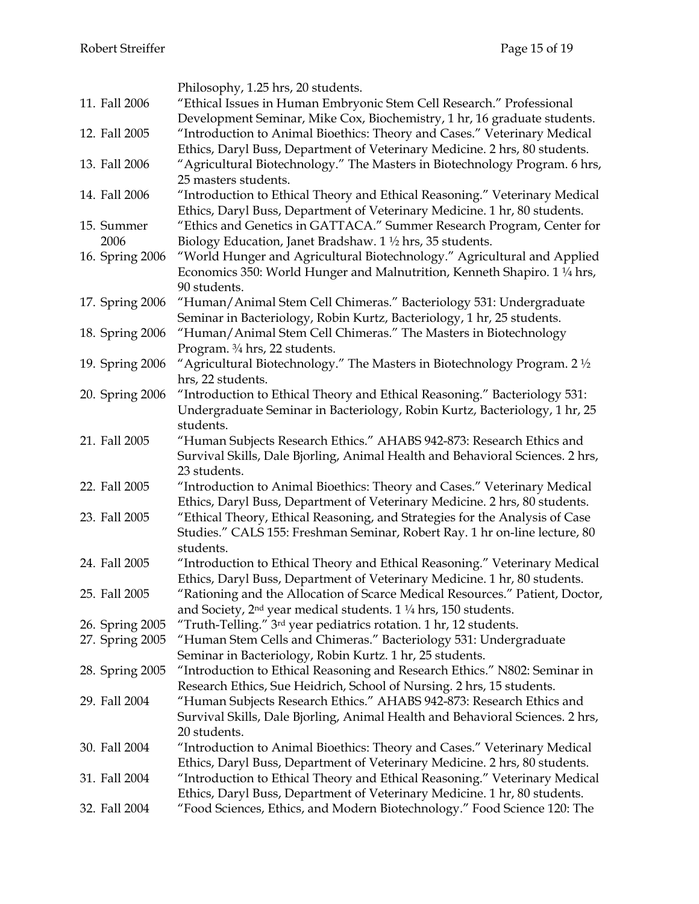Philosophy, 1.25 hrs, 20 students.

11. Fall 2006 "Ethical Issues in Human Embryonic Stem Cell Research." Professional Development Seminar, Mike Cox, Biochemistry, 1 hr, 16 graduate students.
12. Fall 2005 "Introduction to Animal Bioethics: Theory and Cases." Veterinary Medical Ethics, Daryl Buss, Department of Veterinary Medicine. 2 hrs, 80 students.
13. Fall 2006 "Agricultural Biotechnology." The Masters in Biotechnology Program. 6 hrs, 25 masters students.
14. Fall 2006 "Introduction to Ethical Theory and Ethical Reasoning." Veterinary Medical Ethics, Daryl Buss, Department of Veterinary Medicine. 1 hr, 80 students.
15. Summer 2006 "Ethics and Genetics in GATTACA." Summer Research Program, Center for Biology Education, Janet Bradshaw. 1 ½ hrs, 35 students.
16. Spring 2006 "World Hunger and Agricultural Biotechnology." Agricultural and Applied Economics 350: World Hunger and Malnutrition, Kenneth Shapiro. 1 ¼ hrs, 90 students.
17. Spring 2006 "Human/Animal Stem Cell Chimeras." Bacteriology 531: Undergraduate Seminar in Bacteriology, Robin Kurtz, Bacteriology, 1 hr, 25 students.
18. Spring 2006 "Human/Animal Stem Cell Chimeras." The Masters in Biotechnology Program. ¾ hrs, 22 students.
19. Spring 2006 "Agricultural Biotechnology." The Masters in Biotechnology Program. 2 ½ hrs, 22 students.
20. Spring 2006 "Introduction to Ethical Theory and Ethical Reasoning." Bacteriology 531: Undergraduate Seminar in Bacteriology, Robin Kurtz, Bacteriology, 1 hr, 25 students.
21. Fall 2005 "Human Subjects Research Ethics." AHABS 942-873: Research Ethics and Survival Skills, Dale Bjorling, Animal Health and Behavioral Sciences. 2 hrs, 23 students.
22. Fall 2005 "Introduction to Animal Bioethics: Theory and Cases." Veterinary Medical Ethics, Daryl Buss, Department of Veterinary Medicine. 2 hrs, 80 students.
23. Fall 2005 "Ethical Theory, Ethical Reasoning, and Strategies for the Analysis of Case Studies." CALS 155: Freshman Seminar, Robert Ray. 1 hr on-line lecture, 80 students.
24. Fall 2005 "Introduction to Ethical Theory and Ethical Reasoning." Veterinary Medical Ethics, Daryl Buss, Department of Veterinary Medicine. 1 hr, 80 students.
25. Fall 2005 "Rationing and the Allocation of Scarce Medical Resources." Patient, Doctor, and Society, 2nd year medical students. 1 ¼ hrs, 150 students.
26. Spring 2005 "Truth-Telling." 3rd year pediatrics rotation. 1 hr, 12 students.
27. Spring 2005 "Human Stem Cells and Chimeras." Bacteriology 531: Undergraduate Seminar in Bacteriology, Robin Kurtz. 1 hr, 25 students.
28. Spring 2005 "Introduction to Ethical Reasoning and Research Ethics." N802: Seminar in Research Ethics, Sue Heidrich, School of Nursing. 2 hrs, 15 students.
29. Fall 2004 "Human Subjects Research Ethics." AHABS 942-873: Research Ethics and Survival Skills, Dale Bjorling, Animal Health and Behavioral Sciences. 2 hrs, 20 students.
30. Fall 2004 "Introduction to Animal Bioethics: Theory and Cases." Veterinary Medical Ethics, Daryl Buss, Department of Veterinary Medicine. 2 hrs, 80 students.
31. Fall 2004 "Introduction to Ethical Theory and Ethical Reasoning." Veterinary Medical Ethics, Daryl Buss, Department of Veterinary Medicine. 1 hr, 80 students.
32. Fall 2004 "Food Sciences, Ethics, and Modern Biotechnology." Food Science 120: The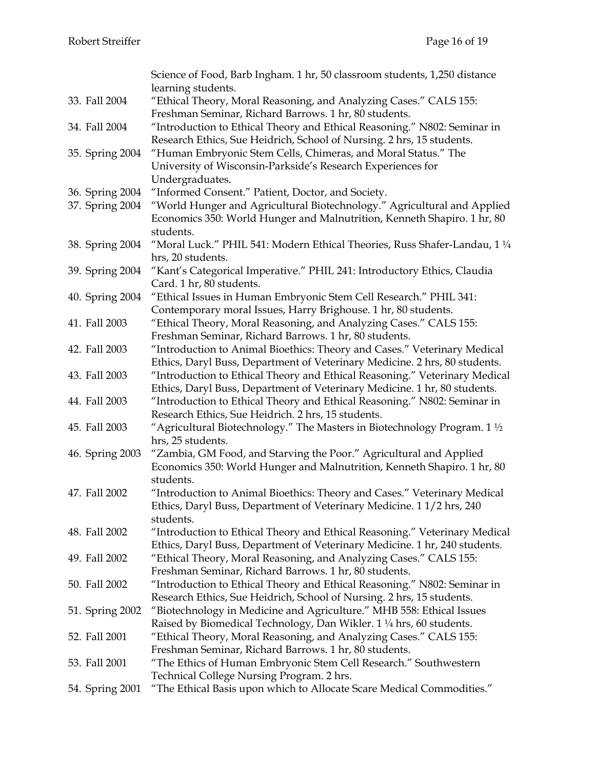Science of Food, Barb Ingham. 1 hr, 50 classroom students, 1,250 distance learning students.

33. Fall 2004 "Ethical Theory, Moral Reasoning, and Analyzing Cases." CALS 155: Freshman Seminar, Richard Barrows. 1 hr, 80 students.
34. Fall 2004 "Introduction to Ethical Theory and Ethical Reasoning." N802: Seminar in Research Ethics, Sue Heidrich, School of Nursing. 2 hrs, 15 students.
35. Spring 2004 "Human Embryonic Stem Cells, Chimeras, and Moral Status." The University of Wisconsin-Parkside's Research Experiences for Undergraduates.
36. Spring 2004 "Informed Consent." Patient, Doctor, and Society.
37. Spring 2004 "World Hunger and Agricultural Biotechnology." Agricultural and Applied Economics 350: World Hunger and Malnutrition, Kenneth Shapiro. 1 hr, 80 students.
38. Spring 2004 "Moral Luck." PHIL 541: Modern Ethical Theories, Russ Shafer-Landau, 1 ¼ hrs, 20 students.
39. Spring 2004 "Kant's Categorical Imperative." PHIL 241: Introductory Ethics, Claudia Card. 1 hr, 80 students.
40. Spring 2004 "Ethical Issues in Human Embryonic Stem Cell Research." PHIL 341: Contemporary moral Issues, Harry Brighouse. 1 hr, 80 students.
41. Fall 2003 "Ethical Theory, Moral Reasoning, and Analyzing Cases." CALS 155: Freshman Seminar, Richard Barrows. 1 hr, 80 students.
42. Fall 2003 "Introduction to Animal Bioethics: Theory and Cases." Veterinary Medical Ethics, Daryl Buss, Department of Veterinary Medicine. 2 hrs, 80 students.
43. Fall 2003 "Introduction to Ethical Theory and Ethical Reasoning." Veterinary Medical Ethics, Daryl Buss, Department of Veterinary Medicine. 1 hr, 80 students.
44. Fall 2003 "Introduction to Ethical Theory and Ethical Reasoning." N802: Seminar in Research Ethics, Sue Heidrich. 2 hrs, 15 students.
45. Fall 2003 "Agricultural Biotechnology." The Masters in Biotechnology Program. 1 ½ hrs, 25 students.
46. Spring 2003 "Zambia, GM Food, and Starving the Poor." Agricultural and Applied Economics 350: World Hunger and Malnutrition, Kenneth Shapiro. 1 hr, 80 students.
47. Fall 2002 "Introduction to Animal Bioethics: Theory and Cases." Veterinary Medical Ethics, Daryl Buss, Department of Veterinary Medicine. 1 1/2 hrs, 240 students.
48. Fall 2002 "Introduction to Ethical Theory and Ethical Reasoning." Veterinary Medical Ethics, Daryl Buss, Department of Veterinary Medicine. 1 hr, 240 students.
49. Fall 2002 "Ethical Theory, Moral Reasoning, and Analyzing Cases." CALS 155: Freshman Seminar, Richard Barrows. 1 hr, 80 students.
50. Fall 2002 "Introduction to Ethical Theory and Ethical Reasoning." N802: Seminar in Research Ethics, Sue Heidrich, School of Nursing. 2 hrs, 15 students.
51. Spring 2002 "Biotechnology in Medicine and Agriculture." MHB 558: Ethical Issues Raised by Biomedical Technology, Dan Wikler. 1 ¼ hrs, 60 students.
52. Fall 2001 "Ethical Theory, Moral Reasoning, and Analyzing Cases." CALS 155: Freshman Seminar, Richard Barrows. 1 hr, 80 students.
53. Fall 2001 "The Ethics of Human Embryonic Stem Cell Research." Southwestern Technical College Nursing Program. 2 hrs.
54. Spring 2001 "The Ethical Basis upon which to Allocate Scare Medical Commodities."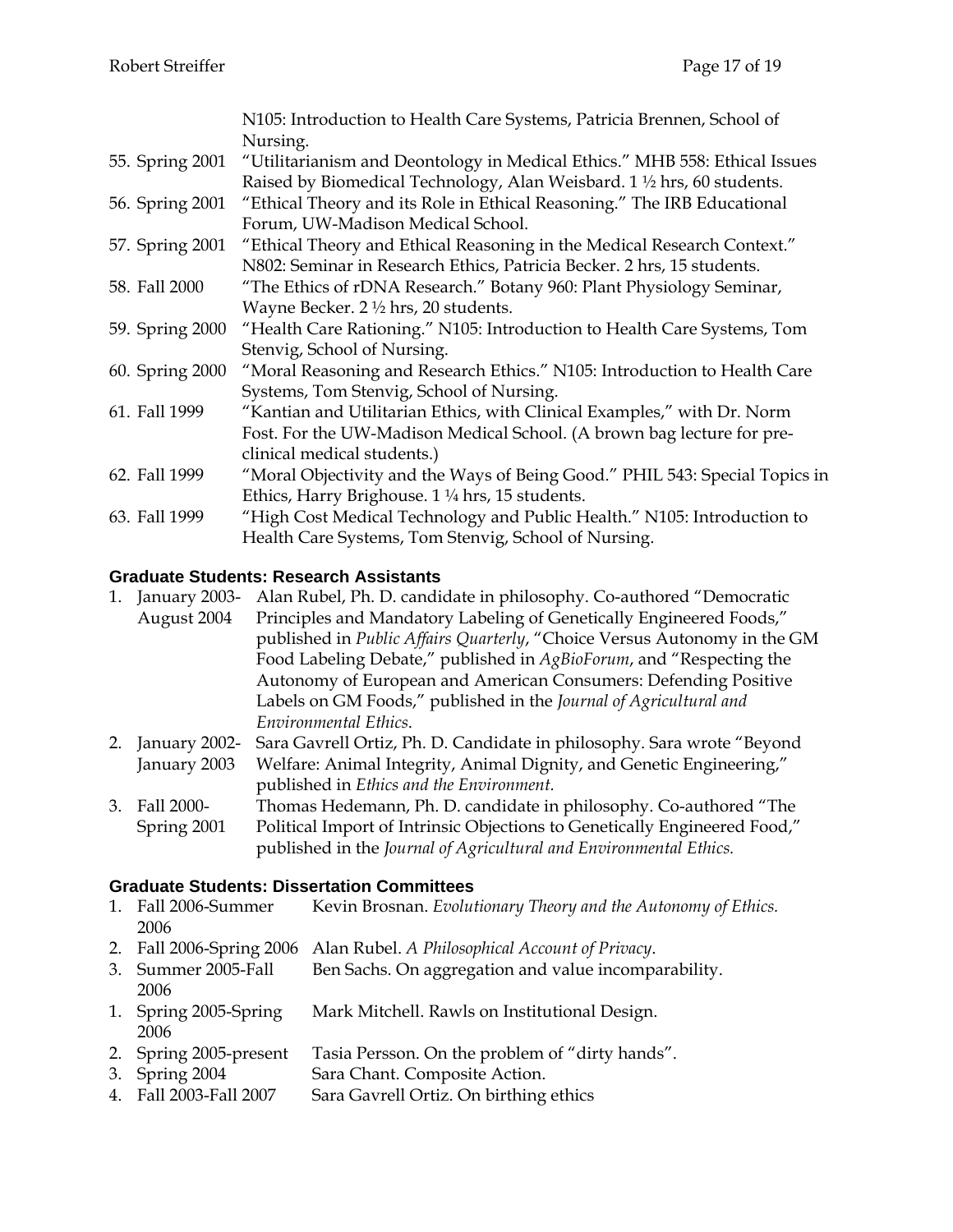N105: Introduction to Health Care Systems, Patricia Brennen, School of Nursing.

55. Spring 2001 "Utilitarianism and Deontology in Medical Ethics." MHB 558: Ethical Issues Raised by Biomedical Technology, Alan Weisbard. 1 ½ hrs, 60 students.
56. Spring 2001 "Ethical Theory and its Role in Ethical Reasoning." The IRB Educational Forum, UW-Madison Medical School.
57. Spring 2001 "Ethical Theory and Ethical Reasoning in the Medical Research Context." N802: Seminar in Research Ethics, Patricia Becker. 2 hrs, 15 students.
58. Fall 2000 "The Ethics of rDNA Research." Botany 960: Plant Physiology Seminar, Wayne Becker. 2 ½ hrs, 20 students.
59. Spring 2000 "Health Care Rationing." N105: Introduction to Health Care Systems, Tom Stenvig, School of Nursing.
60. Spring 2000 "Moral Reasoning and Research Ethics." N105: Introduction to Health Care Systems, Tom Stenvig, School of Nursing.
61. Fall 1999 "Kantian and Utilitarian Ethics, with Clinical Examples," with Dr. Norm Fost. For the UW-Madison Medical School. (A brown bag lecture for pre-clinical medical students.)
62. Fall 1999 "Moral Objectivity and the Ways of Being Good." PHIL 543: Special Topics in Ethics, Harry Brighouse. 1 ¼ hrs, 15 students.
63. Fall 1999 "High Cost Medical Technology and Public Health." N105: Introduction to Health Care Systems, Tom Stenvig, School of Nursing.

### Graduate Students: Research Assistants

1. January 2003-August 2004 Alan Rubel, Ph. D. candidate in philosophy. Co-authored "Democratic Principles and Mandatory Labeling of Genetically Engineered Foods," published in *Public Affairs Quarterly*, "Choice Versus Autonomy in the GM Food Labeling Debate," published in *AgBioForum*, and "Respecting the Autonomy of European and American Consumers: Defending Positive Labels on GM Foods," published in the *Journal of Agricultural and Environmental Ethics*.
2. January 2002-January 2003 Sara Gavrell Ortiz, Ph. D. Candidate in philosophy. Sara wrote "Beyond Welfare: Animal Integrity, Animal Dignity, and Genetic Engineering," published in *Ethics and the Environment.*
3. Fall 2000-Spring 2001 Thomas Hedemann, Ph. D. candidate in philosophy. Co-authored "The Political Import of Intrinsic Objections to Genetically Engineered Food," published in the *Journal of Agricultural and Environmental Ethics.*

### Graduate Students: Dissertation Committees

1. Fall 2006-Summer 2006 Kevin Brosnan. *Evolutionary Theory and the Autonomy of Ethics.*
2. Fall 2006-Spring 2006 Alan Rubel. *A Philosophical Account of Privacy*.
3. Summer 2005-Fall 2006 Ben Sachs. On aggregation and value incomparability.
1. Spring 2005-Spring 2006 Mark Mitchell. Rawls on Institutional Design.
2. Spring 2005-present Tasia Persson. On the problem of "dirty hands".
3. Spring 2004 Sara Chant. Composite Action.
4. Fall 2003-Fall 2007 Sara Gavrell Ortiz. On birthing ethics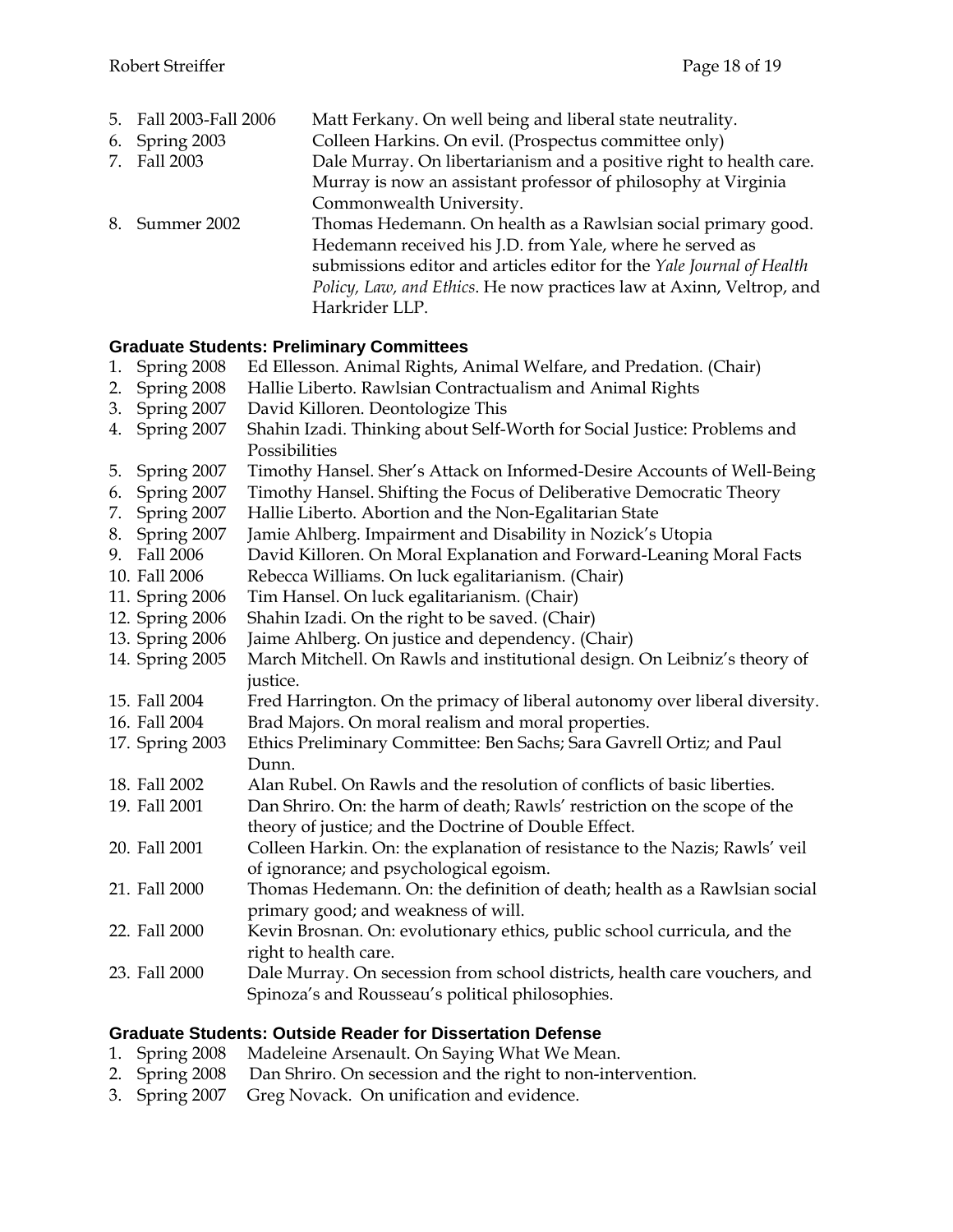5. Fall 2003-Fall 2006 Matt Ferkany. On well being and liberal state neutrality.
6. Spring 2003 Colleen Harkins. On evil. (Prospectus committee only)
7. Fall 2003 Dale Murray. On libertarianism and a positive right to health care. Murray is now an assistant professor of philosophy at Virginia Commonwealth University.
8. Summer 2002 Thomas Hedemann. On health as a Rawlsian social primary good. Hedemann received his J.D. from Yale, where he served as submissions editor and articles editor for the *Yale Journal of Health Policy, Law, and Ethics*. He now practices law at Axinn, Veltrop, and Harkrider LLP.

**Graduate Students: Preliminary Committees**

1. Spring 2008 Ed Ellesson. Animal Rights, Animal Welfare, and Predation. (Chair)
2. Spring 2008 Hallie Liberto. Rawlsian Contractualism and Animal Rights
3. Spring 2007 David Killoren. Deontologize This
4. Spring 2007 Shahin Izadi. Thinking about Self-Worth for Social Justice: Problems and Possibilities
5. Spring 2007 Timothy Hansel. Sher's Attack on Informed-Desire Accounts of Well-Being
6. Spring 2007 Timothy Hansel. Shifting the Focus of Deliberative Democratic Theory
7. Spring 2007 Hallie Liberto. Abortion and the Non-Egalitarian State
8. Spring 2007 Jamie Ahlberg. Impairment and Disability in Nozick's Utopia
9. Fall 2006 David Killoren. On Moral Explanation and Forward-Leaning Moral Facts
10. Fall 2006 Rebecca Williams. On luck egalitarianism. (Chair)
11. Spring 2006 Tim Hansel. On luck egalitarianism. (Chair)
12. Spring 2006 Shahin Izadi. On the right to be saved. (Chair)
13. Spring 2006 Jaime Ahlberg. On justice and dependency. (Chair)
14. Spring 2005 March Mitchell. On Rawls and institutional design. On Leibniz's theory of justice.
15. Fall 2004 Fred Harrington. On the primacy of liberal autonomy over liberal diversity.
16. Fall 2004 Brad Majors. On moral realism and moral properties.
17. Spring 2003 Ethics Preliminary Committee: Ben Sachs; Sara Gavrell Ortiz; and Paul Dunn.
18. Fall 2002 Alan Rubel. On Rawls and the resolution of conflicts of basic liberties.
19. Fall 2001 Dan Shriro. On: the harm of death; Rawls' restriction on the scope of the theory of justice; and the Doctrine of Double Effect.
20. Fall 2001 Colleen Harkin. On: the explanation of resistance to the Nazis; Rawls' veil of ignorance; and psychological egoism.
21. Fall 2000 Thomas Hedemann. On: the definition of death; health as a Rawlsian social primary good; and weakness of will.
22. Fall 2000 Kevin Brosnan. On: evolutionary ethics, public school curricula, and the right to health care.
23. Fall 2000 Dale Murray. On secession from school districts, health care vouchers, and Spinoza's and Rousseau's political philosophies.

**Graduate Students: Outside Reader for Dissertation Defense**

1. Spring 2008 Madeleine Arsenault. On Saying What We Mean.
2. Spring 2008 Dan Shriro. On secession and the right to non-intervention.
3. Spring 2007 Greg Novack. On unification and evidence.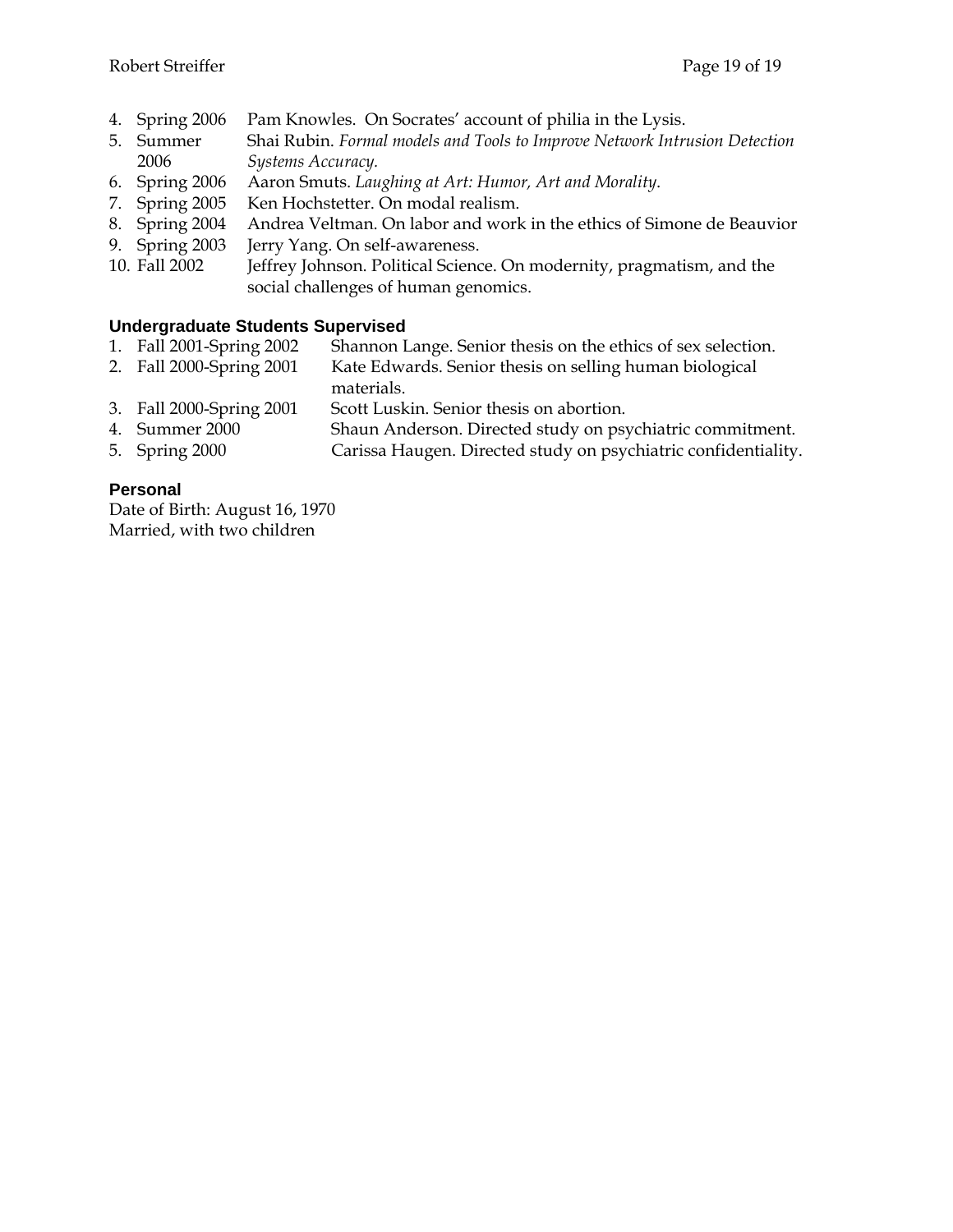4. Spring 2006 Pam Knowles. On Socrates' account of philia in the Lysis.
5. Summer 2006 Shai Rubin. *Formal models and Tools to Improve Network Intrusion Detection Systems Accuracy.*
6. Spring 2006 Aaron Smuts. *Laughing at Art: Humor, Art and Morality*.
7. Spring 2005 Ken Hochstetter. On modal realism.
8. Spring 2004 Andrea Veltman. On labor and work in the ethics of Simone de Beauvior
9. Spring 2003 Jerry Yang. On self-awareness.
10. Fall 2002 Jeffrey Johnson. Political Science. On modernity, pragmatism, and the social challenges of human genomics.

### Undergraduate Students Supervised

1. Fall 2001-Spring 2002 Shannon Lange. Senior thesis on the ethics of sex selection.
2. Fall 2000-Spring 2001 Kate Edwards. Senior thesis on selling human biological materials.
3. Fall 2000-Spring 2001 Scott Luskin. Senior thesis on abortion.
4. Summer 2000 Shaun Anderson. Directed study on psychiatric commitment.
5. Spring 2000 Carissa Haugen. Directed study on psychiatric confidentiality.

### Personal

Date of Birth: August 16, 1970
Married, with two children